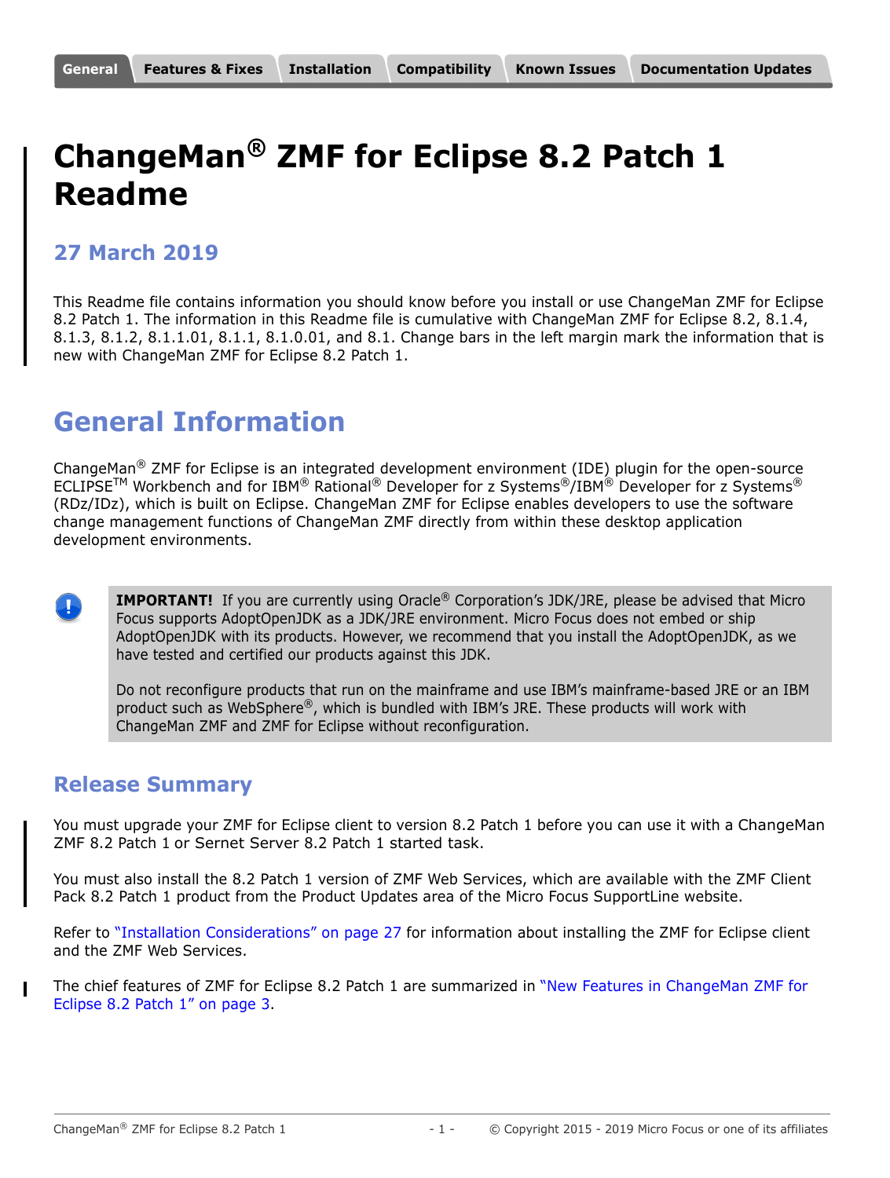General | Features & Fixes | Installation | Compatibility | Known Issues | Documentation Updates

# ChangeMan® ZMF for Eclipse 8.2 Patch 1 Readme

### 27 March 2019

This Readme file contains information you should know before you install or use ChangeMan ZMF for Eclipse 8.2 Patch 1. The information in this Readme file is cumulative with ChangeMan ZMF for Eclipse 8.2, 8.1.4, 8.1.3, 8.1.2, 8.1.1.01, 8.1.1, 8.1.0.01, and 8.1. Change bars in the left margin mark the information that is new with ChangeMan ZMF for Eclipse 8.2 Patch 1.

# General Information

ChangeMan® ZMF for Eclipse is an integrated development environment (IDE) plugin for the open-source ECLIPSE™ Workbench and for IBM® Rational® Developer for z Systems®/IBM® Developer for z Systems® (RDz/IDz), which is built on Eclipse. ChangeMan ZMF for Eclipse enables developers to use the software change management functions of ChangeMan ZMF directly from within these desktop application development environments.

> **IMPORTANT!** If you are currently using Oracle® Corporation's JDK/JRE, please be advised that Micro Focus supports AdoptOpenJDK as a JDK/JRE environment. Micro Focus does not embed or ship AdoptOpenJDK with its products. However, we recommend that you install the AdoptOpenJDK, as we have tested and certified our products against this JDK.
>
> Do not reconfigure products that run on the mainframe and use IBM's mainframe-based JRE or an IBM product such as WebSphere®, which is bundled with IBM's JRE. These products will work with ChangeMan ZMF and ZMF for Eclipse without reconfiguration.

## Release Summary

You must upgrade your ZMF for Eclipse client to version 8.2 Patch 1 before you can use it with a ChangeMan ZMF 8.2 Patch 1 or Sernet Server 8.2 Patch 1 started task.

You must also install the 8.2 Patch 1 version of ZMF Web Services, which are available with the ZMF Client Pack 8.2 Patch 1 product from the Product Updates area of the Micro Focus SupportLine website.

Refer to "Installation Considerations" on page 27 for information about installing the ZMF for Eclipse client and the ZMF Web Services.

The chief features of ZMF for Eclipse 8.2 Patch 1 are summarized in "New Features in ChangeMan ZMF for Eclipse 8.2 Patch 1" on page 3.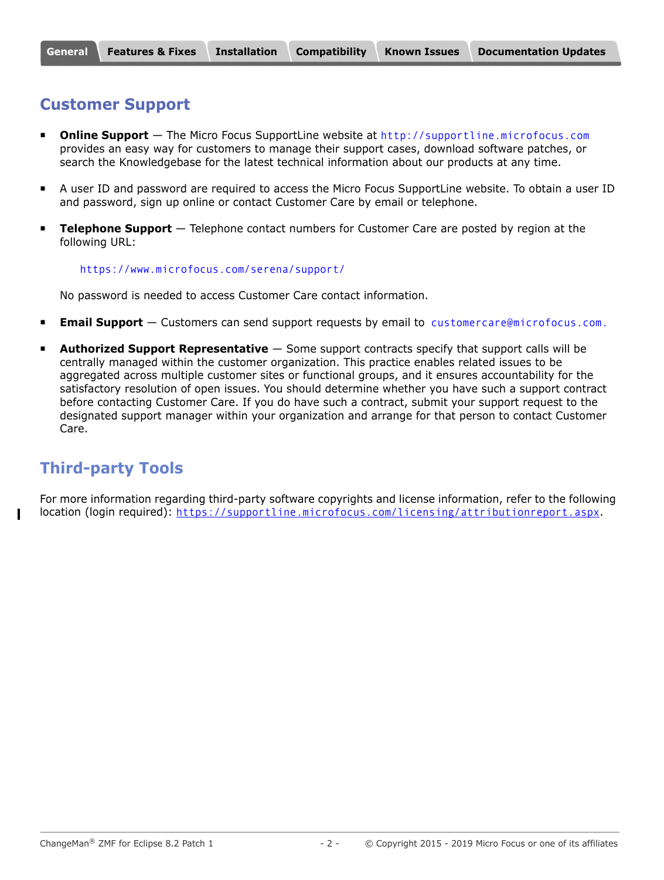## Customer Support

- **Online Support** — The Micro Focus SupportLine website at http://supportline.microfocus.com provides an easy way for customers to manage their support cases, download software patches, or search the Knowledgebase for the latest technical information about our products at any time.
- A user ID and password are required to access the Micro Focus SupportLine website. To obtain a user ID and password, sign up online or contact Customer Care by email or telephone.
- **Telephone Support** — Telephone contact numbers for Customer Care are posted by region at the following URL:

  https://www.microfocus.com/serena/support/

  No password is needed to access Customer Care contact information.
- **Email Support** — Customers can send support requests by email to customercare@microfocus.com.
- **Authorized Support Representative** — Some support contracts specify that support calls will be centrally managed within the customer organization. This practice enables related issues to be aggregated across multiple customer sites or functional groups, and it ensures accountability for the satisfactory resolution of open issues. You should determine whether you have such a support contract before contacting Customer Care. If you do have such a contract, submit your support request to the designated support manager within your organization and arrange for that person to contact Customer Care.

## Third-party Tools

For more information regarding third-party software copyrights and license information, refer to the following location (login required): https://supportline.microfocus.com/licensing/attributionreport.aspx.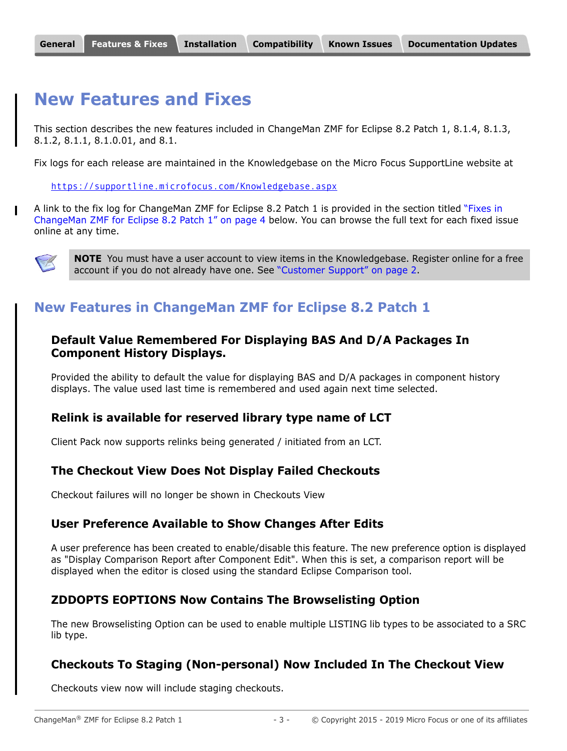General | Features & Fixes | Installation | Compatibility | Known Issues | Documentation Updates

# New Features and Fixes

This section describes the new features included in ChangeMan ZMF for Eclipse 8.2 Patch 1, 8.1.4, 8.1.3, 8.1.2, 8.1.1, 8.1.0.01, and 8.1.

Fix logs for each release are maintained in the Knowledgebase on the Micro Focus SupportLine website at

https://supportline.microfocus.com/Knowledgebase.aspx

A link to the fix log for ChangeMan ZMF for Eclipse 8.2 Patch 1 is provided in the section titled "Fixes in ChangeMan ZMF for Eclipse 8.2 Patch 1" on page 4 below. You can browse the full text for each fixed issue online at any time.

> **NOTE** You must have a user account to view items in the Knowledgebase. Register online for a free account if you do not already have one. See "Customer Support" on page 2.

## New Features in ChangeMan ZMF for Eclipse 8.2 Patch 1

### Default Value Remembered For Displaying BAS And D/A Packages In Component History Displays.

Provided the ability to default the value for displaying BAS and D/A packages in component history displays. The value used last time is remembered and used again next time selected.

### Relink is available for reserved library type name of LCT

Client Pack now supports relinks being generated / initiated from an LCT.

### The Checkout View Does Not Display Failed Checkouts

Checkout failures will no longer be shown in Checkouts View

### User Preference Available to Show Changes After Edits

A user preference has been created to enable/disable this feature. The new preference option is displayed as "Display Comparison Report after Component Edit". When this is set, a comparison report will be displayed when the editor is closed using the standard Eclipse Comparison tool.

### ZDDOPTS EOPTIONS Now Contains The Browselisting Option

The new Browselisting Option can be used to enable multiple LISTING lib types to be associated to a SRC lib type.

### Checkouts To Staging (Non-personal) Now Included In The Checkout View

Checkouts view now will include staging checkouts.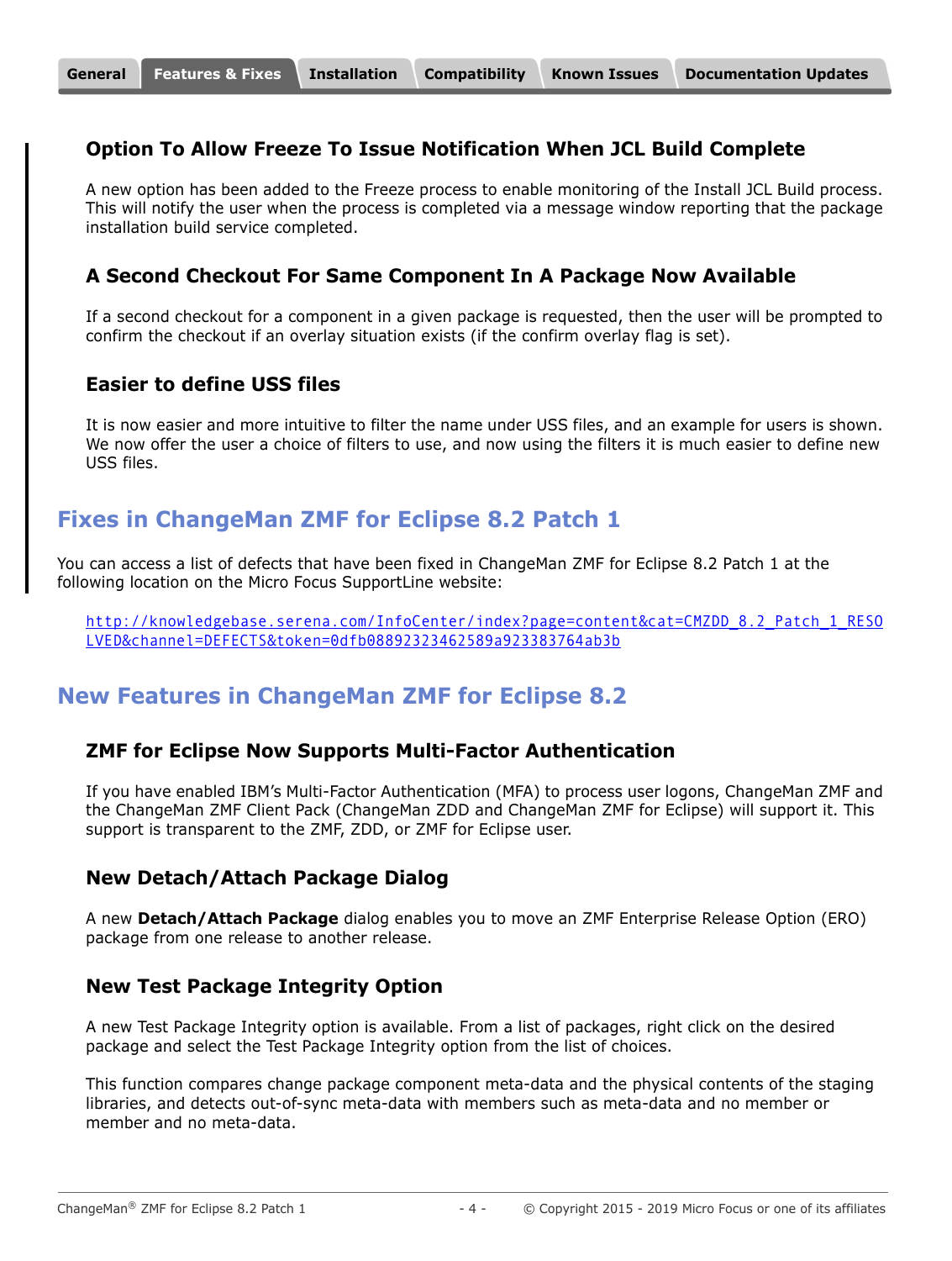### Option To Allow Freeze To Issue Notification When JCL Build Complete

A new option has been added to the Freeze process to enable monitoring of the Install JCL Build process. This will notify the user when the process is completed via a message window reporting that the package installation build service completed.

### A Second Checkout For Same Component In A Package Now Available

If a second checkout for a component in a given package is requested, then the user will be prompted to confirm the checkout if an overlay situation exists (if the confirm overlay flag is set).

### Easier to define USS files

It is now easier and more intuitive to filter the name under USS files, and an example for users is shown. We now offer the user a choice of filters to use, and now using the filters it is much easier to define new USS files.

## Fixes in ChangeMan ZMF for Eclipse 8.2 Patch 1

You can access a list of defects that have been fixed in ChangeMan ZMF for Eclipse 8.2 Patch 1 at the following location on the Micro Focus SupportLine website:

http://knowledgebase.serena.com/InfoCenter/index?page=content&cat=CMZDD_8.2_Patch_1_RESOLVED&channel=DEFECTS&token=0dfb08892323462589a923383764ab3b

## New Features in ChangeMan ZMF for Eclipse 8.2

### ZMF for Eclipse Now Supports Multi-Factor Authentication

If you have enabled IBM's Multi-Factor Authentication (MFA) to process user logons, ChangeMan ZMF and the ChangeMan ZMF Client Pack (ChangeMan ZDD and ChangeMan ZMF for Eclipse) will support it. This support is transparent to the ZMF, ZDD, or ZMF for Eclipse user.

### New Detach/Attach Package Dialog

A new **Detach/Attach Package** dialog enables you to move an ZMF Enterprise Release Option (ERO) package from one release to another release.

### New Test Package Integrity Option

A new Test Package Integrity option is available. From a list of packages, right click on the desired package and select the Test Package Integrity option from the list of choices.

This function compares change package component meta-data and the physical contents of the staging libraries, and detects out-of-sync meta-data with members such as meta-data and no member or member and no meta-data.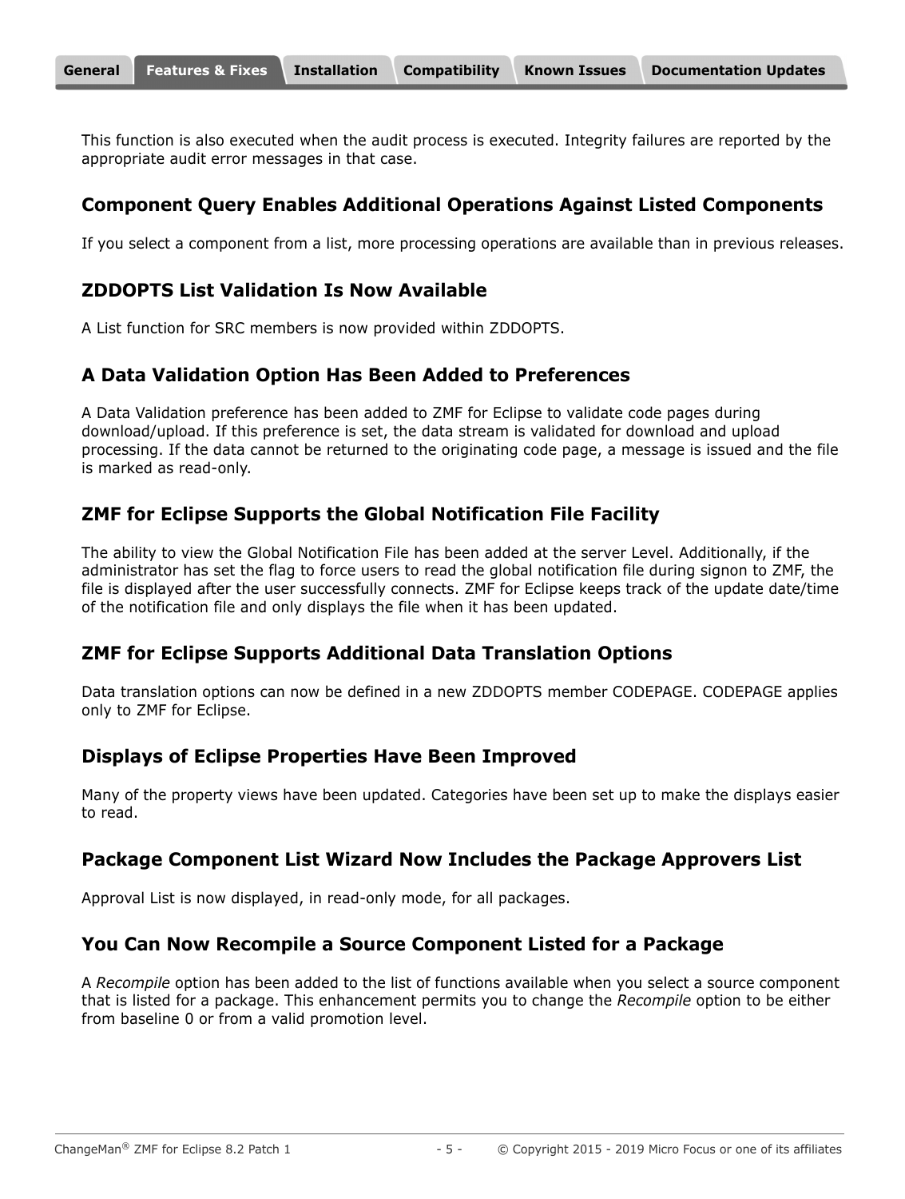This function is also executed when the audit process is executed. Integrity failures are reported by the appropriate audit error messages in that case.

### Component Query Enables Additional Operations Against Listed Components

If you select a component from a list, more processing operations are available than in previous releases.

### ZDDOPTS List Validation Is Now Available

A List function for SRC members is now provided within ZDDOPTS.

### A Data Validation Option Has Been Added to Preferences

A Data Validation preference has been added to ZMF for Eclipse to validate code pages during download/upload. If this preference is set, the data stream is validated for download and upload processing. If the data cannot be returned to the originating code page, a message is issued and the file is marked as read-only.

### ZMF for Eclipse Supports the Global Notification File Facility

The ability to view the Global Notification File has been added at the server Level. Additionally, if the administrator has set the flag to force users to read the global notification file during signon to ZMF, the file is displayed after the user successfully connects. ZMF for Eclipse keeps track of the update date/time of the notification file and only displays the file when it has been updated.

### ZMF for Eclipse Supports Additional Data Translation Options

Data translation options can now be defined in a new ZDDOPTS member CODEPAGE. CODEPAGE applies only to ZMF for Eclipse.

### Displays of Eclipse Properties Have Been Improved

Many of the property views have been updated. Categories have been set up to make the displays easier to read.

### Package Component List Wizard Now Includes the Package Approvers List

Approval List is now displayed, in read-only mode, for all packages.

### You Can Now Recompile a Source Component Listed for a Package

A *Recompile* option has been added to the list of functions available when you select a source component that is listed for a package. This enhancement permits you to change the *Recompile* option to be either from baseline 0 or from a valid promotion level.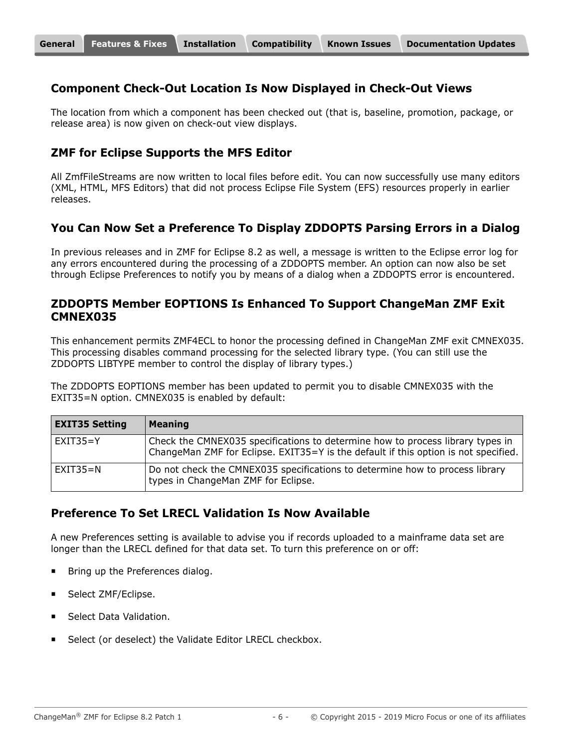## Component Check-Out Location Is Now Displayed in Check-Out Views

The location from which a component has been checked out (that is, baseline, promotion, package, or release area) is now given on check-out view displays.

## ZMF for Eclipse Supports the MFS Editor

All ZmfFileStreams are now written to local files before edit. You can now successfully use many editors (XML, HTML, MFS Editors) that did not process Eclipse File System (EFS) resources properly in earlier releases.

## You Can Now Set a Preference To Display ZDDOPTS Parsing Errors in a Dialog

In previous releases and in ZMF for Eclipse 8.2 as well, a message is written to the Eclipse error log for any errors encountered during the processing of a ZDDOPTS member. An option can now also be set through Eclipse Preferences to notify you by means of a dialog when a ZDDOPTS error is encountered.

## ZDDOPTS Member EOPTIONS Is Enhanced To Support ChangeMan ZMF Exit CMNEX035

This enhancement permits ZMF4ECL to honor the processing defined in ChangeMan ZMF exit CMNEX035. This processing disables command processing for the selected library type. (You can still use the ZDDOPTS LIBTYPE member to control the display of library types.)

The ZDDOPTS EOPTIONS member has been updated to permit you to disable CMNEX035 with the EXIT35=N option. CMNEX035 is enabled by default:

| EXIT35 Setting | Meaning |
|---|---|
| EXIT35=Y | Check the CMNEX035 specifications to determine how to process library types in ChangeMan ZMF for Eclipse. EXIT35=Y is the default if this option is not specified. |
| EXIT35=N | Do not check the CMNEX035 specifications to determine how to process library types in ChangeMan ZMF for Eclipse. |

## Preference To Set LRECL Validation Is Now Available

A new Preferences setting is available to advise you if records uploaded to a mainframe data set are longer than the LRECL defined for that data set. To turn this preference on or off:

- Bring up the Preferences dialog.
- Select ZMF/Eclipse.
- Select Data Validation.
- Select (or deselect) the Validate Editor LRECL checkbox.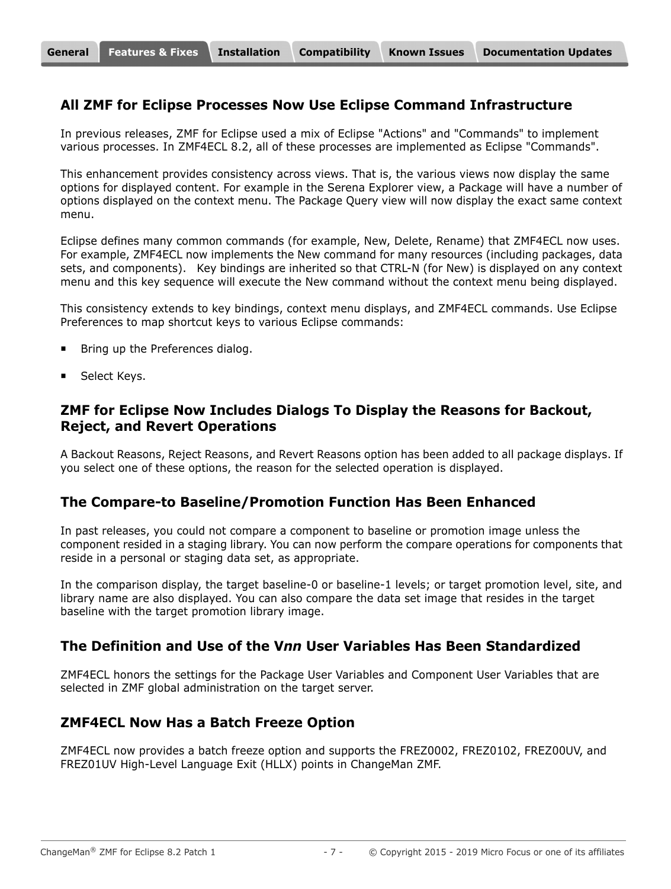## All ZMF for Eclipse Processes Now Use Eclipse Command Infrastructure

In previous releases, ZMF for Eclipse used a mix of Eclipse "Actions" and "Commands" to implement various processes. In ZMF4ECL 8.2, all of these processes are implemented as Eclipse "Commands".

This enhancement provides consistency across views. That is, the various views now display the same options for displayed content. For example in the Serena Explorer view, a Package will have a number of options displayed on the context menu. The Package Query view will now display the exact same context menu.

Eclipse defines many common commands (for example, New, Delete, Rename) that ZMF4ECL now uses. For example, ZMF4ECL now implements the New command for many resources (including packages, data sets, and components).   Key bindings are inherited so that CTRL-N (for New) is displayed on any context menu and this key sequence will execute the New command without the context menu being displayed.

This consistency extends to key bindings, context menu displays, and ZMF4ECL commands. Use Eclipse Preferences to map shortcut keys to various Eclipse commands:

- Bring up the Preferences dialog.
- Select Keys.

## ZMF for Eclipse Now Includes Dialogs To Display the Reasons for Backout, Reject, and Revert Operations

A Backout Reasons, Reject Reasons, and Revert Reasons option has been added to all package displays. If you select one of these options, the reason for the selected operation is displayed.

## The Compare-to Baseline/Promotion Function Has Been Enhanced

In past releases, you could not compare a component to baseline or promotion image unless the component resided in a staging library. You can now perform the compare operations for components that reside in a personal or staging data set, as appropriate.

In the comparison display, the target baseline-0 or baseline-1 levels; or target promotion level, site, and library name are also displayed. You can also compare the data set image that resides in the target baseline with the target promotion library image.

## The Definition and Use of the V*nn* User Variables Has Been Standardized

ZMF4ECL honors the settings for the Package User Variables and Component User Variables that are selected in ZMF global administration on the target server.

## ZMF4ECL Now Has a Batch Freeze Option

ZMF4ECL now provides a batch freeze option and supports the FREZ0002, FREZ0102, FREZ00UV, and FREZ01UV High-Level Language Exit (HLLX) points in ChangeMan ZMF.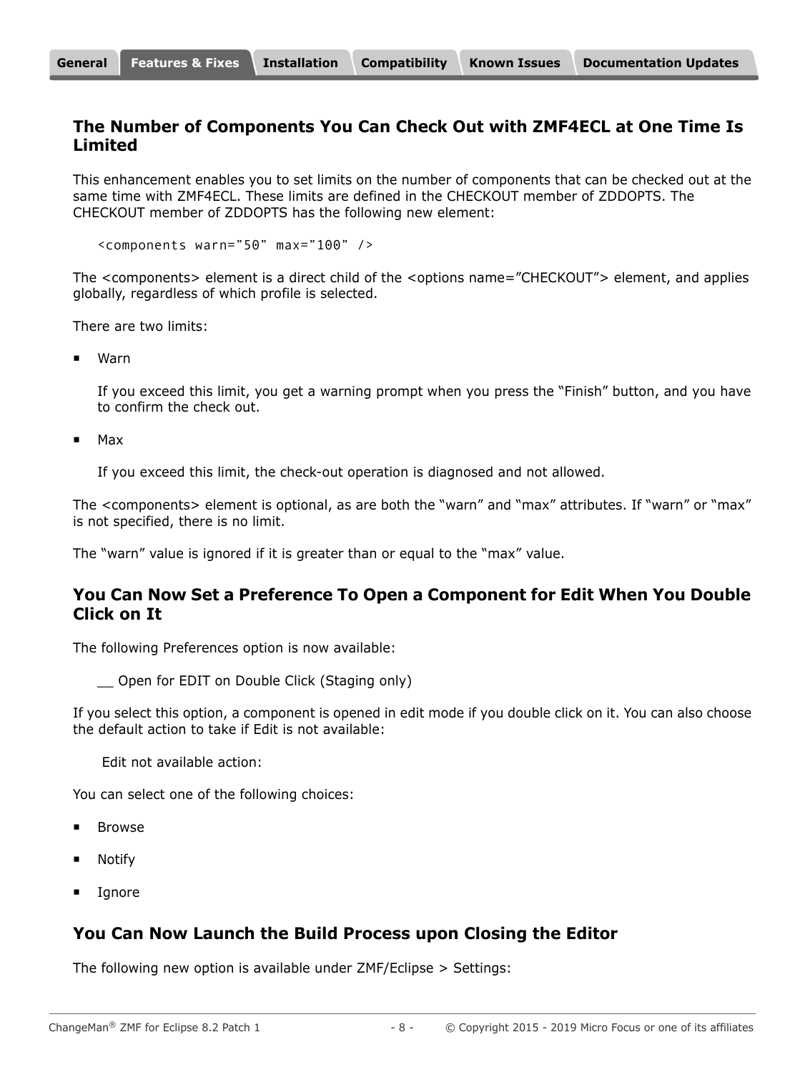## The Number of Components You Can Check Out with ZMF4ECL at One Time Is Limited

This enhancement enables you to set limits on the number of components that can be checked out at the same time with ZMF4ECL. These limits are defined in the CHECKOUT member of ZDDOPTS. The CHECKOUT member of ZDDOPTS has the following new element:

```
<components warn=”50” max=”100” />
```

The <components> element is a direct child of the <options name=”CHECKOUT”> element, and applies globally, regardless of which profile is selected.

There are two limits:

- Warn

  If you exceed this limit, you get a warning prompt when you press the “Finish” button, and you have to confirm the check out.

- Max

  If you exceed this limit, the check-out operation is diagnosed and not allowed.

The <components> element is optional, as are both the “warn” and “max” attributes. If “warn” or “max” is not specified, there is no limit.

The “warn” value is ignored if it is greater than or equal to the “max” value.

## You Can Now Set a Preference To Open a Component for Edit When You Double Click on It

The following Preferences option is now available:

  __ Open for EDIT on Double Click (Staging only)

If you select this option, a component is opened in edit mode if you double click on it. You can also choose the default action to take if Edit is not available:

  Edit not available action:

You can select one of the following choices:

- Browse
- Notify
- Ignore

## You Can Now Launch the Build Process upon Closing the Editor

The following new option is available under ZMF/Eclipse > Settings: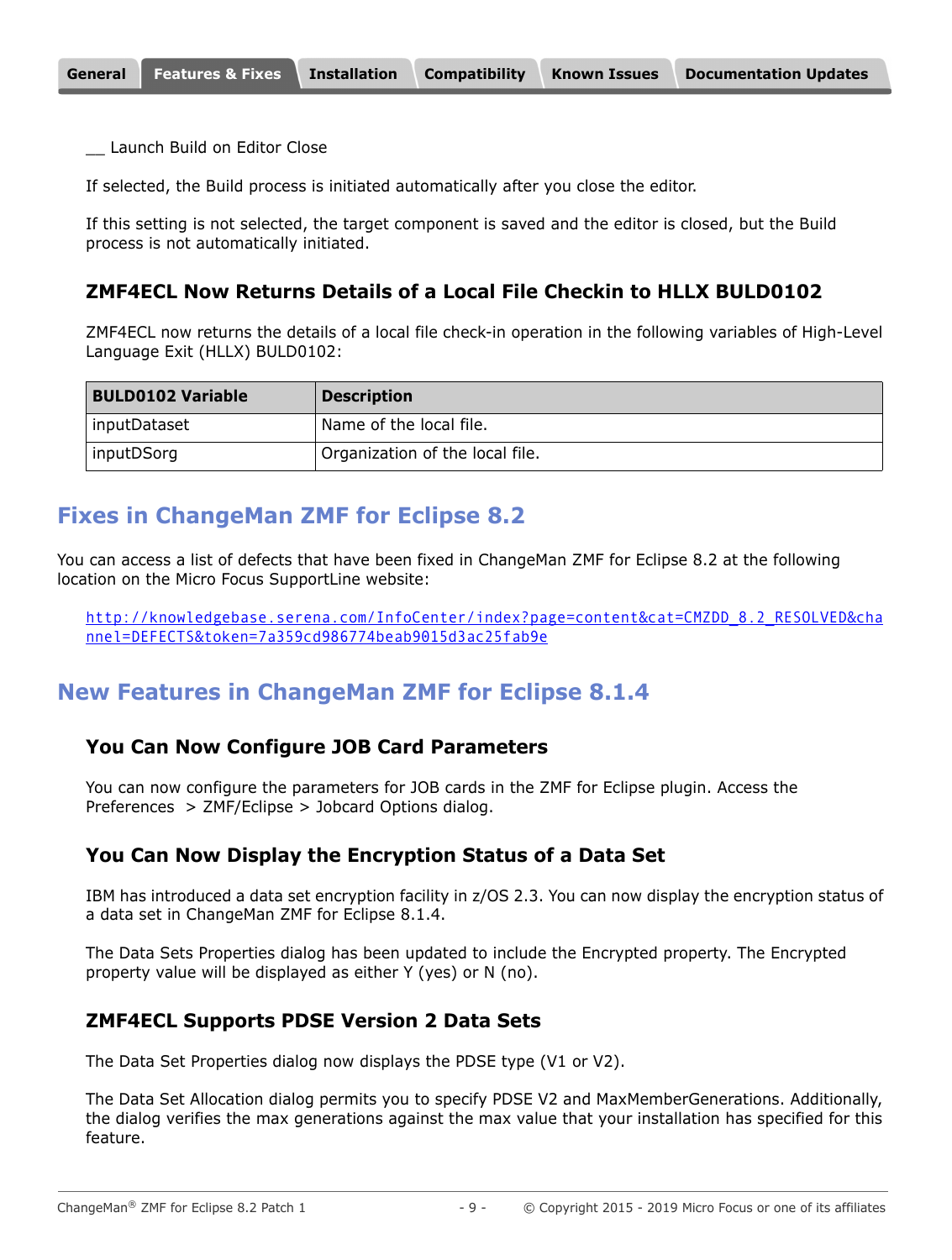__ Launch Build on Editor Close

If selected, the Build process is initiated automatically after you close the editor.

If this setting is not selected, the target component is saved and the editor is closed, but the Build process is not automatically initiated.

### ZMF4ECL Now Returns Details of a Local File Checkin to HLLX BULD0102

ZMF4ECL now returns the details of a local file check-in operation in the following variables of High-Level Language Exit (HLLX) BULD0102:

| BULD0102 Variable | Description |
| --- | --- |
| inputDataset | Name of the local file. |
| inputDSorg | Organization of the local file. |

## Fixes in ChangeMan ZMF for Eclipse 8.2

You can access a list of defects that have been fixed in ChangeMan ZMF for Eclipse 8.2 at the following location on the Micro Focus SupportLine website:

http://knowledgebase.serena.com/InfoCenter/index?page=content&cat=CMZDD_8.2_RESOLVED&channel=DEFECTS&token=7a359cd986774beab9015d3ac25fab9e

## New Features in ChangeMan ZMF for Eclipse 8.1.4

### You Can Now Configure JOB Card Parameters

You can now configure the parameters for JOB cards in the ZMF for Eclipse plugin. Access the Preferences > ZMF/Eclipse > Jobcard Options dialog.

### You Can Now Display the Encryption Status of a Data Set

IBM has introduced a data set encryption facility in z/OS 2.3. You can now display the encryption status of a data set in ChangeMan ZMF for Eclipse 8.1.4.

The Data Sets Properties dialog has been updated to include the Encrypted property. The Encrypted property value will be displayed as either Y (yes) or N (no).

### ZMF4ECL Supports PDSE Version 2 Data Sets

The Data Set Properties dialog now displays the PDSE type (V1 or V2).

The Data Set Allocation dialog permits you to specify PDSE V2 and MaxMemberGenerations. Additionally, the dialog verifies the max generations against the max value that your installation has specified for this feature.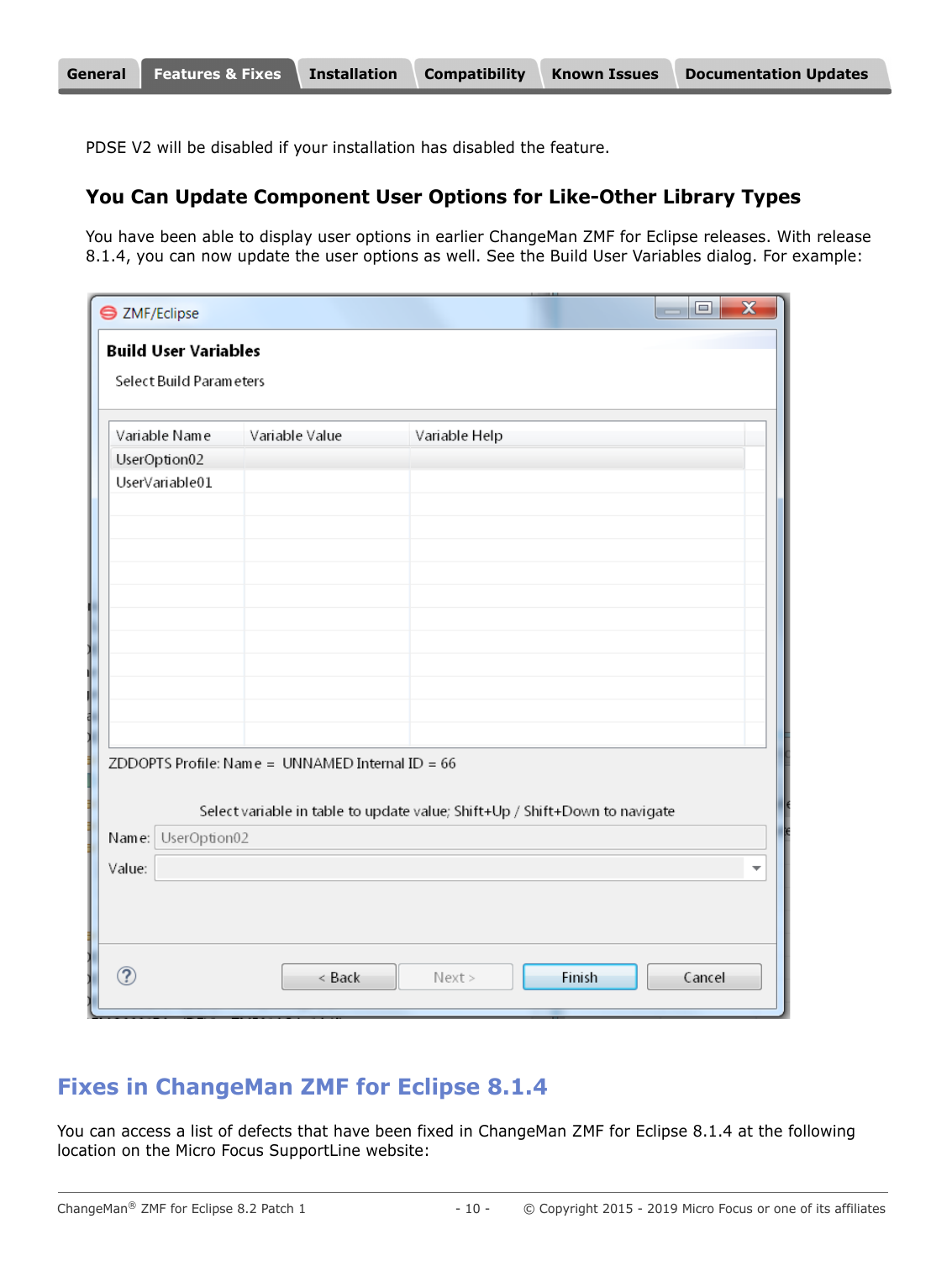PDSE V2 will be disabled if your installation has disabled the feature.

### You Can Update Component User Options for Like-Other Library Types

You have been able to display user options in earlier ChangeMan ZMF for Eclipse releases. With release 8.1.4, you can now update the user options as well. See the Build User Variables dialog. For example:

## Fixes in ChangeMan ZMF for Eclipse 8.1.4

You can access a list of defects that have been fixed in ChangeMan ZMF for Eclipse 8.1.4 at the following location on the Micro Focus SupportLine website: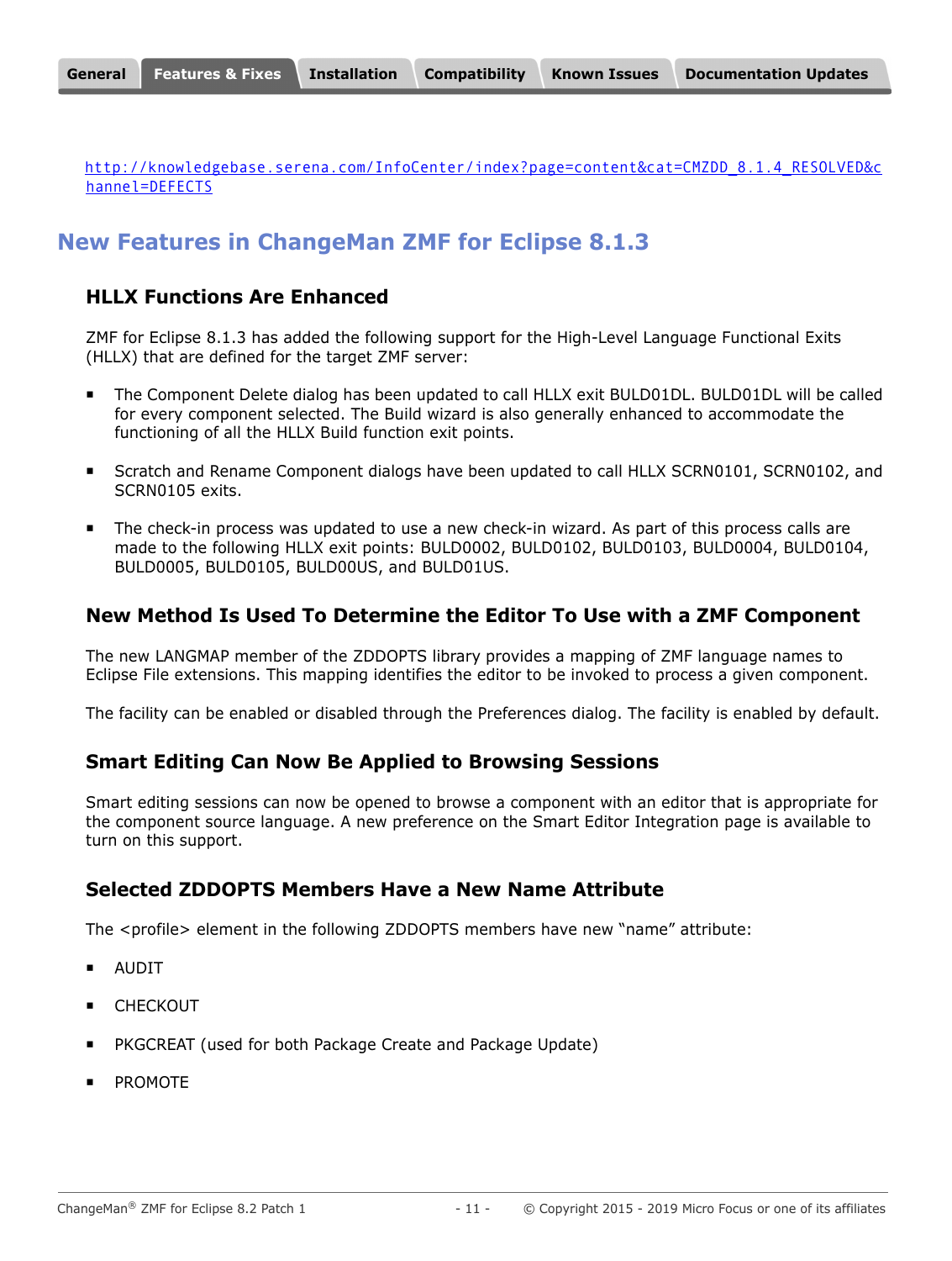http://knowledgebase.serena.com/InfoCenter/index?page=content&cat=CMZDD_8.1.4_RESOLVED&channel=DEFECTS

## New Features in ChangeMan ZMF for Eclipse 8.1.3

### HLLX Functions Are Enhanced

ZMF for Eclipse 8.1.3 has added the following support for the High-Level Language Functional Exits (HLLX) that are defined for the target ZMF server:

- The Component Delete dialog has been updated to call HLLX exit BULD01DL. BULD01DL will be called for every component selected. The Build wizard is also generally enhanced to accommodate the functioning of all the HLLX Build function exit points.
- Scratch and Rename Component dialogs have been updated to call HLLX SCRN0101, SCRN0102, and SCRN0105 exits.
- The check-in process was updated to use a new check-in wizard. As part of this process calls are made to the following HLLX exit points: BULD0002, BULD0102, BULD0103, BULD0004, BULD0104, BULD0005, BULD0105, BULD00US, and BULD01US.

### New Method Is Used To Determine the Editor To Use with a ZMF Component

The new LANGMAP member of the ZDDOPTS library provides a mapping of ZMF language names to Eclipse File extensions. This mapping identifies the editor to be invoked to process a given component.

The facility can be enabled or disabled through the Preferences dialog. The facility is enabled by default.

### Smart Editing Can Now Be Applied to Browsing Sessions

Smart editing sessions can now be opened to browse a component with an editor that is appropriate for the component source language. A new preference on the Smart Editor Integration page is available to turn on this support.

### Selected ZDDOPTS Members Have a New Name Attribute

The <profile> element in the following ZDDOPTS members have new "name" attribute:

- AUDIT
- CHECKOUT
- PKGCREAT (used for both Package Create and Package Update)
- PROMOTE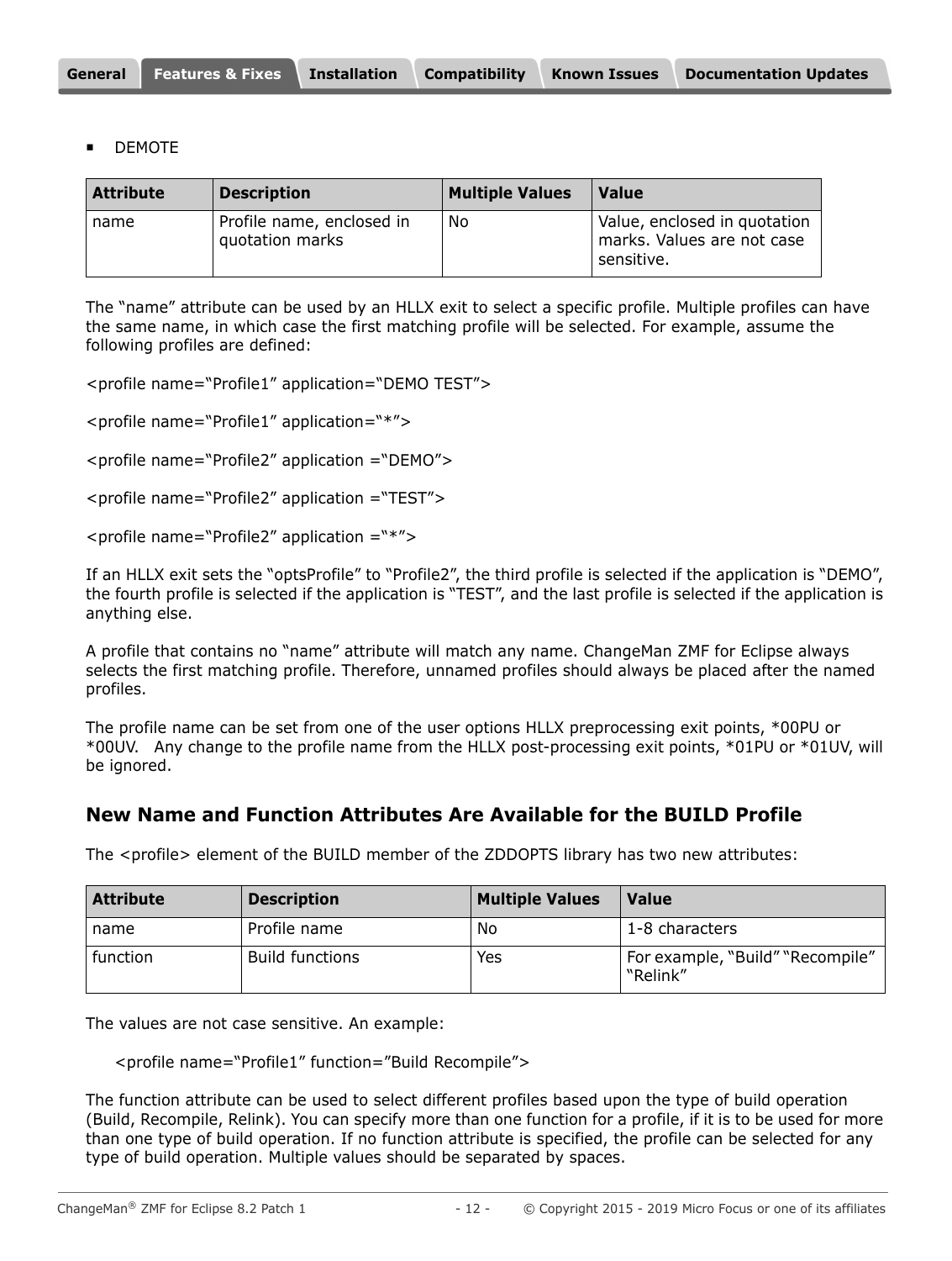- DEMOTE

| Attribute | Description | Multiple Values | Value |
|---|---|---|---|
| name | Profile name, enclosed in quotation marks | No | Value, enclosed in quotation marks. Values are not case sensitive. |

The “name” attribute can be used by an HLLX exit to select a specific profile. Multiple profiles can have the same name, in which case the first matching profile will be selected. For example, assume the following profiles are defined:

<profile name=“Profile1” application=“DEMO TEST”>

<profile name=“Profile1” application=“*”>

<profile name=“Profile2” application =“DEMO”>

<profile name=“Profile2” application =“TEST”>

<profile name=“Profile2” application =“*”>

If an HLLX exit sets the “optsProfile” to “Profile2”, the third profile is selected if the application is “DEMO”, the fourth profile is selected if the application is “TEST”, and the last profile is selected if the application is anything else.

A profile that contains no “name” attribute will match any name. ChangeMan ZMF for Eclipse always selects the first matching profile. Therefore, unnamed profiles should always be placed after the named profiles.

The profile name can be set from one of the user options HLLX preprocessing exit points, *00PU or *00UV. Any change to the profile name from the HLLX post-processing exit points, *01PU or *01UV, will be ignored.

## New Name and Function Attributes Are Available for the BUILD Profile

The <profile> element of the BUILD member of the ZDDOPTS library has two new attributes:

| Attribute | Description | Multiple Values | Value |
|---|---|---|---|
| name | Profile name | No | 1-8 characters |
| function | Build functions | Yes | For example, “Build” “Recompile” “Relink” |

The values are not case sensitive. An example:

<profile name=“Profile1” function=”Build Recompile”>

The function attribute can be used to select different profiles based upon the type of build operation (Build, Recompile, Relink). You can specify more than one function for a profile, if it is to be used for more than one type of build operation. If no function attribute is specified, the profile can be selected for any type of build operation. Multiple values should be separated by spaces.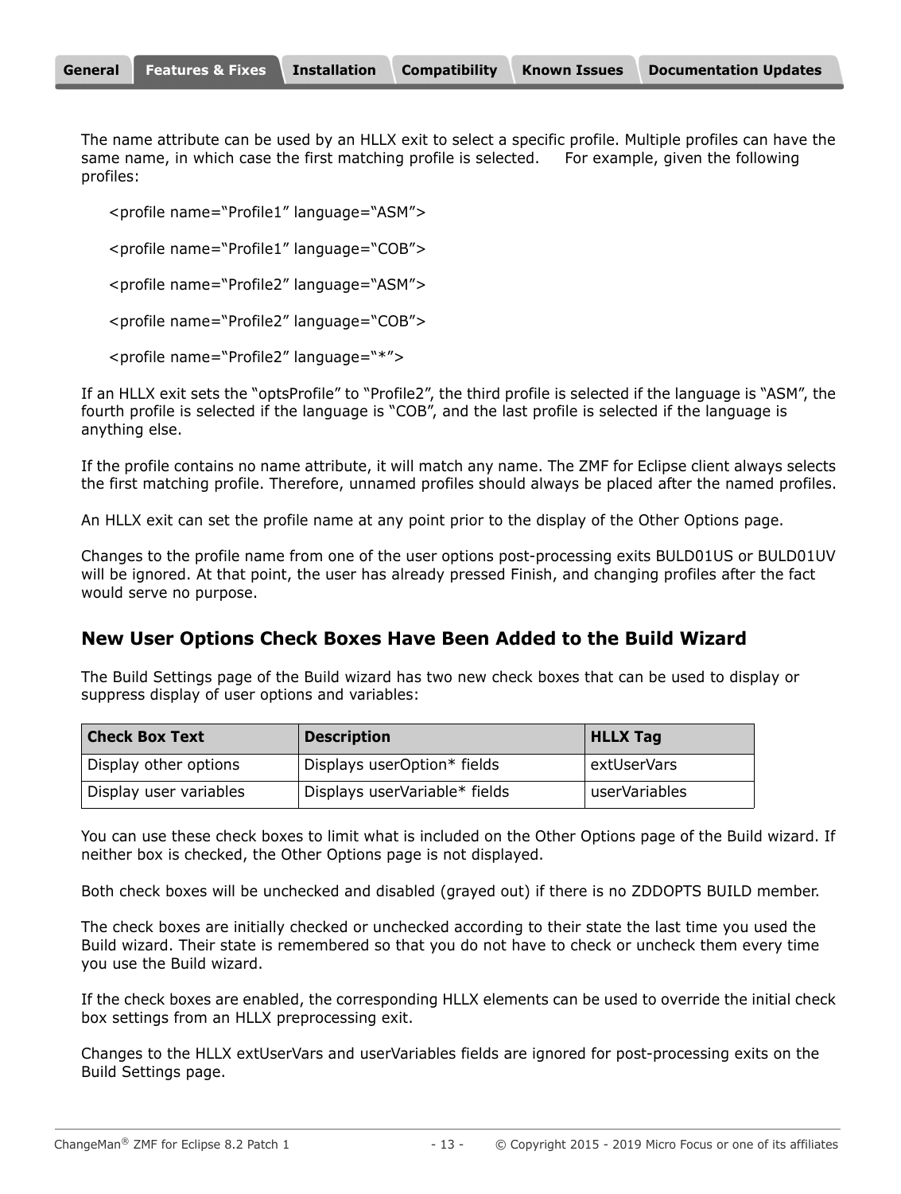The name attribute can be used by an HLLX exit to select a specific profile. Multiple profiles can have the same name, in which case the first matching profile is selected. For example, given the following profiles:

<profile name="Profile1" language="ASM">

<profile name="Profile1" language="COB">

<profile name="Profile2" language="ASM">

<profile name="Profile2" language="COB">

<profile name="Profile2" language="*">

If an HLLX exit sets the "optsProfile" to "Profile2", the third profile is selected if the language is "ASM", the fourth profile is selected if the language is "COB", and the last profile is selected if the language is anything else.

If the profile contains no name attribute, it will match any name. The ZMF for Eclipse client always selects the first matching profile. Therefore, unnamed profiles should always be placed after the named profiles.

An HLLX exit can set the profile name at any point prior to the display of the Other Options page.

Changes to the profile name from one of the user options post-processing exits BULD01US or BULD01UV will be ignored. At that point, the user has already pressed Finish, and changing profiles after the fact would serve no purpose.

## New User Options Check Boxes Have Been Added to the Build Wizard

The Build Settings page of the Build wizard has two new check boxes that can be used to display or suppress display of user options and variables:

| Check Box Text | Description | HLLX Tag |
|---|---|---|
| Display other options | Displays userOption* fields | extUserVars |
| Display user variables | Displays userVariable* fields | userVariables |

You can use these check boxes to limit what is included on the Other Options page of the Build wizard. If neither box is checked, the Other Options page is not displayed.

Both check boxes will be unchecked and disabled (grayed out) if there is no ZDDOPTS BUILD member.

The check boxes are initially checked or unchecked according to their state the last time you used the Build wizard. Their state is remembered so that you do not have to check or uncheck them every time you use the Build wizard.

If the check boxes are enabled, the corresponding HLLX elements can be used to override the initial check box settings from an HLLX preprocessing exit.

Changes to the HLLX extUserVars and userVariables fields are ignored for post-processing exits on the Build Settings page.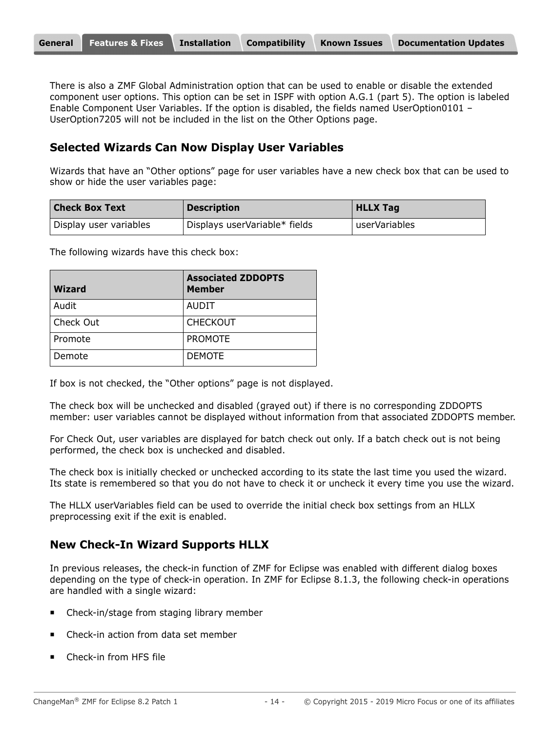There is also a ZMF Global Administration option that can be used to enable or disable the extended component user options. This option can be set in ISPF with option A.G.1 (part 5). The option is labeled Enable Component User Variables. If the option is disabled, the fields named UserOption0101 – UserOption7205 will not be included in the list on the Other Options page.

## Selected Wizards Can Now Display User Variables

Wizards that have an “Other options” page for user variables have a new check box that can be used to show or hide the user variables page:

| Check Box Text | Description | HLLX Tag |
| --- | --- | --- |
| Display user variables | Displays userVariable* fields | userVariables |

The following wizards have this check box:

| Wizard | Associated ZDDOPTS Member |
| --- | --- |
| Audit | AUDIT |
| Check Out | CHECKOUT |
| Promote | PROMOTE |
| Demote | DEMOTE |

If box is not checked, the “Other options” page is not displayed.

The check box will be unchecked and disabled (grayed out) if there is no corresponding ZDDOPTS member: user variables cannot be displayed without information from that associated ZDDOPTS member.

For Check Out, user variables are displayed for batch check out only. If a batch check out is not being performed, the check box is unchecked and disabled.

The check box is initially checked or unchecked according to its state the last time you used the wizard. Its state is remembered so that you do not have to check it or uncheck it every time you use the wizard.

The HLLX userVariables field can be used to override the initial check box settings from an HLLX preprocessing exit if the exit is enabled.

## New Check-In Wizard Supports HLLX

In previous releases, the check-in function of ZMF for Eclipse was enabled with different dialog boxes depending on the type of check-in operation. In ZMF for Eclipse 8.1.3, the following check-in operations are handled with a single wizard:

- Check-in/stage from staging library member
- Check-in action from data set member
- Check-in from HFS file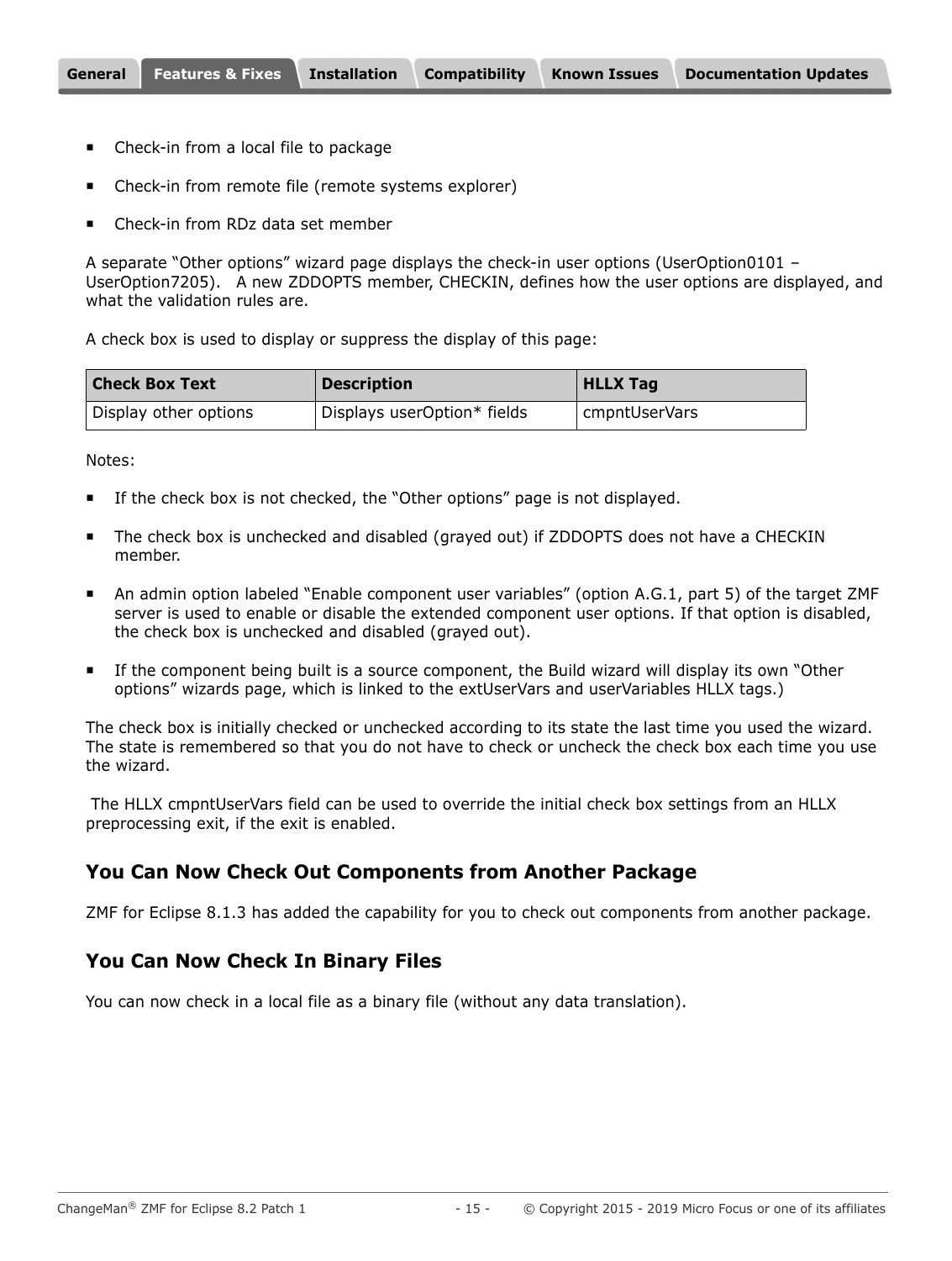- Check-in from a local file to package
- Check-in from remote file (remote systems explorer)
- Check-in from RDz data set member

A separate “Other options” wizard page displays the check-in user options (UserOption0101 – UserOption7205). A new ZDDOPTS member, CHECKIN, defines how the user options are displayed, and what the validation rules are.

A check box is used to display or suppress the display of this page:

| Check Box Text | Description | HLLX Tag |
| --- | --- | --- |
| Display other options | Displays userOption* fields | cmpntUserVars |

Notes:

- If the check box is not checked, the “Other options” page is not displayed.
- The check box is unchecked and disabled (grayed out) if ZDDOPTS does not have a CHECKIN member.
- An admin option labeled “Enable component user variables” (option A.G.1, part 5) of the target ZMF server is used to enable or disable the extended component user options. If that option is disabled, the check box is unchecked and disabled (grayed out).
- If the component being built is a source component, the Build wizard will display its own “Other options” wizards page, which is linked to the extUserVars and userVariables HLLX tags.)

The check box is initially checked or unchecked according to its state the last time you used the wizard. The state is remembered so that you do not have to check or uncheck the check box each time you use the wizard.

The HLLX cmpntUserVars field can be used to override the initial check box settings from an HLLX preprocessing exit, if the exit is enabled.

### You Can Now Check Out Components from Another Package

ZMF for Eclipse 8.1.3 has added the capability for you to check out components from another package.

### You Can Now Check In Binary Files

You can now check in a local file as a binary file (without any data translation).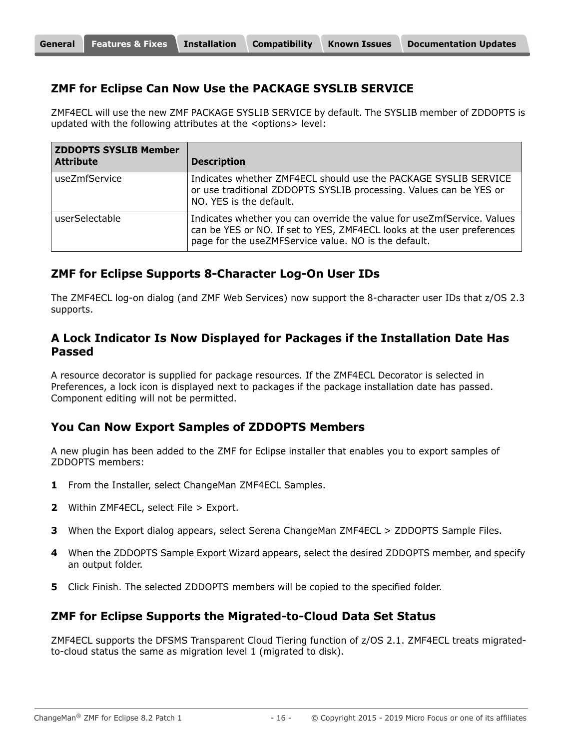## ZMF for Eclipse Can Now Use the PACKAGE SYSLIB SERVICE

ZMF4ECL will use the new ZMF PACKAGE SYSLIB SERVICE by default. The SYSLIB member of ZDDOPTS is updated with the following attributes at the <options> level:

| ZDDOPTS SYSLIB Member Attribute | Description |
|---|---|
| useZmfService | Indicates whether ZMF4ECL should use the PACKAGE SYSLIB SERVICE or use traditional ZDDOPTS SYSLIB processing. Values can be YES or NO. YES is the default. |
| userSelectable | Indicates whether you can override the value for useZmfService. Values can be YES or NO. If set to YES, ZMF4ECL looks at the user preferences page for the useZMFService value. NO is the default. |

## ZMF for Eclipse Supports 8-Character Log-On User IDs

The ZMF4ECL log-on dialog (and ZMF Web Services) now support the 8-character user IDs that z/OS 2.3 supports.

## A Lock Indicator Is Now Displayed for Packages if the Installation Date Has Passed

A resource decorator is supplied for package resources. If the ZMF4ECL Decorator is selected in Preferences, a lock icon is displayed next to packages if the package installation date has passed. Component editing will not be permitted.

## You Can Now Export Samples of ZDDOPTS Members

A new plugin has been added to the ZMF for Eclipse installer that enables you to export samples of ZDDOPTS members:

1. From the Installer, select ChangeMan ZMF4ECL Samples.
2. Within ZMF4ECL, select File > Export.
3. When the Export dialog appears, select Serena ChangeMan ZMF4ECL > ZDDOPTS Sample Files.
4. When the ZDDOPTS Sample Export Wizard appears, select the desired ZDDOPTS member, and specify an output folder.
5. Click Finish. The selected ZDDOPTS members will be copied to the specified folder.

## ZMF for Eclipse Supports the Migrated-to-Cloud Data Set Status

ZMF4ECL supports the DFSMS Transparent Cloud Tiering function of z/OS 2.1. ZMF4ECL treats migrated-to-cloud status the same as migration level 1 (migrated to disk).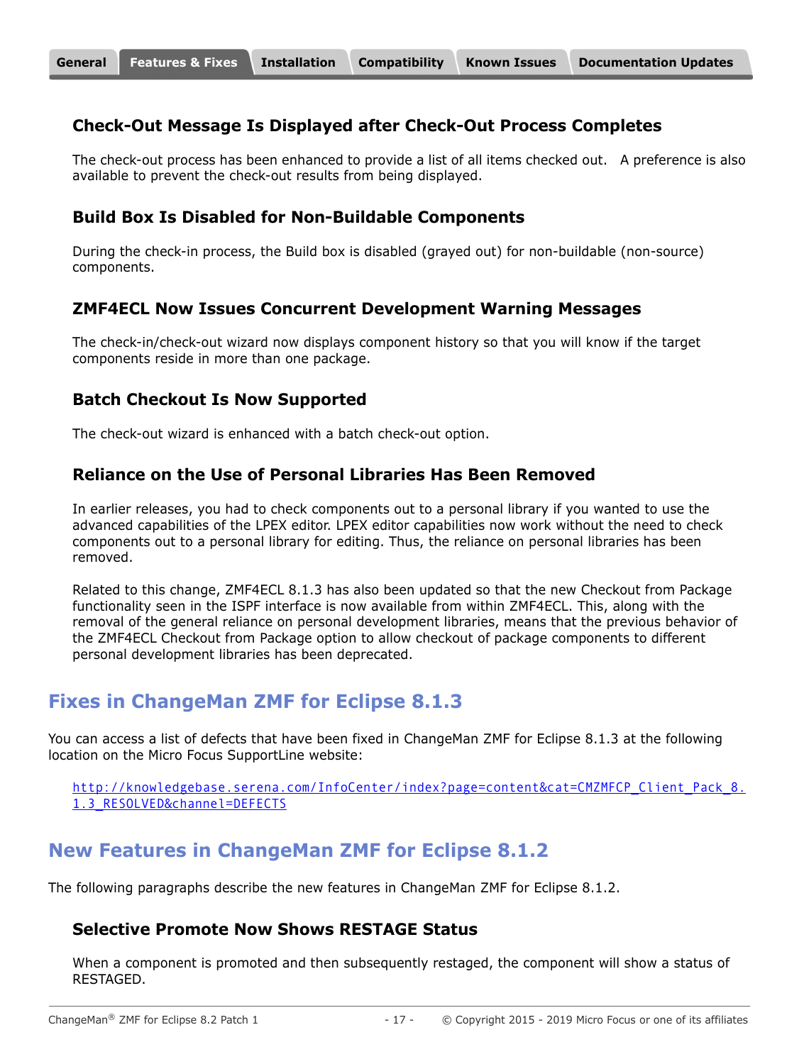### Check-Out Message Is Displayed after Check-Out Process Completes

The check-out process has been enhanced to provide a list of all items checked out. A preference is also available to prevent the check-out results from being displayed.

### Build Box Is Disabled for Non-Buildable Components

During the check-in process, the Build box is disabled (grayed out) for non-buildable (non-source) components.

### ZMF4ECL Now Issues Concurrent Development Warning Messages

The check-in/check-out wizard now displays component history so that you will know if the target components reside in more than one package.

### Batch Checkout Is Now Supported

The check-out wizard is enhanced with a batch check-out option.

### Reliance on the Use of Personal Libraries Has Been Removed

In earlier releases, you had to check components out to a personal library if you wanted to use the advanced capabilities of the LPEX editor. LPEX editor capabilities now work without the need to check components out to a personal library for editing. Thus, the reliance on personal libraries has been removed.

Related to this change, ZMF4ECL 8.1.3 has also been updated so that the new Checkout from Package functionality seen in the ISPF interface is now available from within ZMF4ECL. This, along with the removal of the general reliance on personal development libraries, means that the previous behavior of the ZMF4ECL Checkout from Package option to allow checkout of package components to different personal development libraries has been deprecated.

## Fixes in ChangeMan ZMF for Eclipse 8.1.3

You can access a list of defects that have been fixed in ChangeMan ZMF for Eclipse 8.1.3 at the following location on the Micro Focus SupportLine website:

http://knowledgebase.serena.com/InfoCenter/index?page=content&cat=CMZMFCP_Client_Pack_8.1.3_RESOLVED&channel=DEFECTS

## New Features in ChangeMan ZMF for Eclipse 8.1.2

The following paragraphs describe the new features in ChangeMan ZMF for Eclipse 8.1.2.

### Selective Promote Now Shows RESTAGE Status

When a component is promoted and then subsequently restaged, the component will show a status of RESTAGED.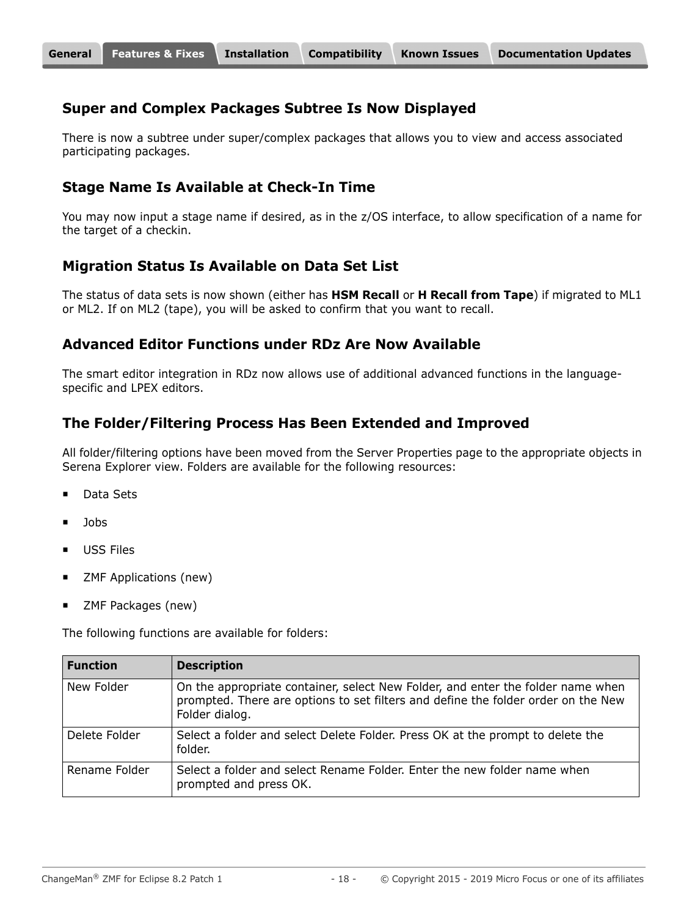## Super and Complex Packages Subtree Is Now Displayed

There is now a subtree under super/complex packages that allows you to view and access associated participating packages.

## Stage Name Is Available at Check-In Time

You may now input a stage name if desired, as in the z/OS interface, to allow specification of a name for the target of a checkin.

## Migration Status Is Available on Data Set List

The status of data sets is now shown (either has **HSM Recall** or **H Recall from Tape**) if migrated to ML1 or ML2. If on ML2 (tape), you will be asked to confirm that you want to recall.

## Advanced Editor Functions under RDz Are Now Available

The smart editor integration in RDz now allows use of additional advanced functions in the language-specific and LPEX editors.

## The Folder/Filtering Process Has Been Extended and Improved

All folder/filtering options have been moved from the Server Properties page to the appropriate objects in Serena Explorer view. Folders are available for the following resources:

- Data Sets
- Jobs
- USS Files
- ZMF Applications (new)
- ZMF Packages (new)

The following functions are available for folders:

| Function | Description |
|---|---|
| New Folder | On the appropriate container, select New Folder, and enter the folder name when prompted. There are options to set filters and define the folder order on the New Folder dialog. |
| Delete Folder | Select a folder and select Delete Folder. Press OK at the prompt to delete the folder. |
| Rename Folder | Select a folder and select Rename Folder. Enter the new folder name when prompted and press OK. |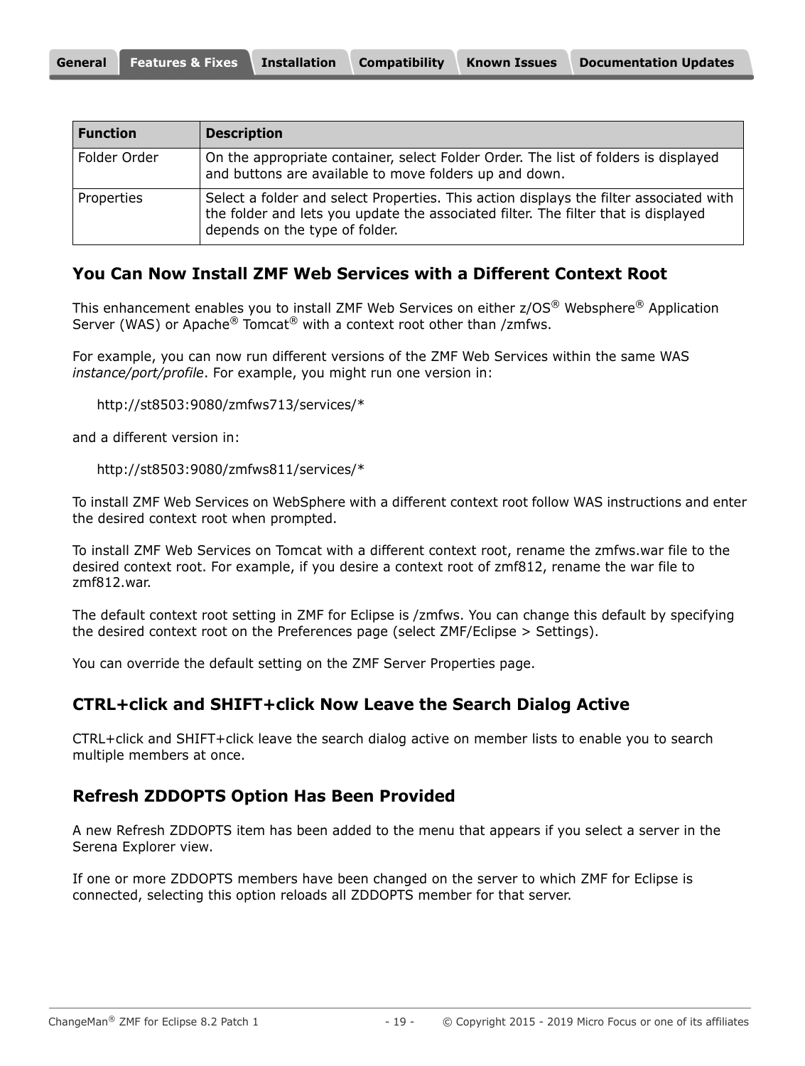| Function | Description |
|---|---|
| Folder Order | On the appropriate container, select Folder Order. The list of folders is displayed and buttons are available to move folders up and down. |
| Properties | Select a folder and select Properties. This action displays the filter associated with the folder and lets you update the associated filter. The filter that is displayed depends on the type of folder. |

## You Can Now Install ZMF Web Services with a Different Context Root

This enhancement enables you to install ZMF Web Services on either z/OS® Websphere® Application Server (WAS) or Apache® Tomcat® with a context root other than /zmfws.

For example, you can now run different versions of the ZMF Web Services within the same WAS *instance/port/profile*. For example, you might run one version in:

> http://st8503:9080/zmfws713/services/*

and a different version in:

> http://st8503:9080/zmfws811/services/*

To install ZMF Web Services on WebSphere with a different context root follow WAS instructions and enter the desired context root when prompted.

To install ZMF Web Services on Tomcat with a different context root, rename the zmfws.war file to the desired context root. For example, if you desire a context root of zmf812, rename the war file to zmf812.war.

The default context root setting in ZMF for Eclipse is /zmfws. You can change this default by specifying the desired context root on the Preferences page (select ZMF/Eclipse > Settings).

You can override the default setting on the ZMF Server Properties page.

## CTRL+click and SHIFT+click Now Leave the Search Dialog Active

CTRL+click and SHIFT+click leave the search dialog active on member lists to enable you to search multiple members at once.

## Refresh ZDDOPTS Option Has Been Provided

A new Refresh ZDDOPTS item has been added to the menu that appears if you select a server in the Serena Explorer view.

If one or more ZDDOPTS members have been changed on the server to which ZMF for Eclipse is connected, selecting this option reloads all ZDDOPTS member for that server.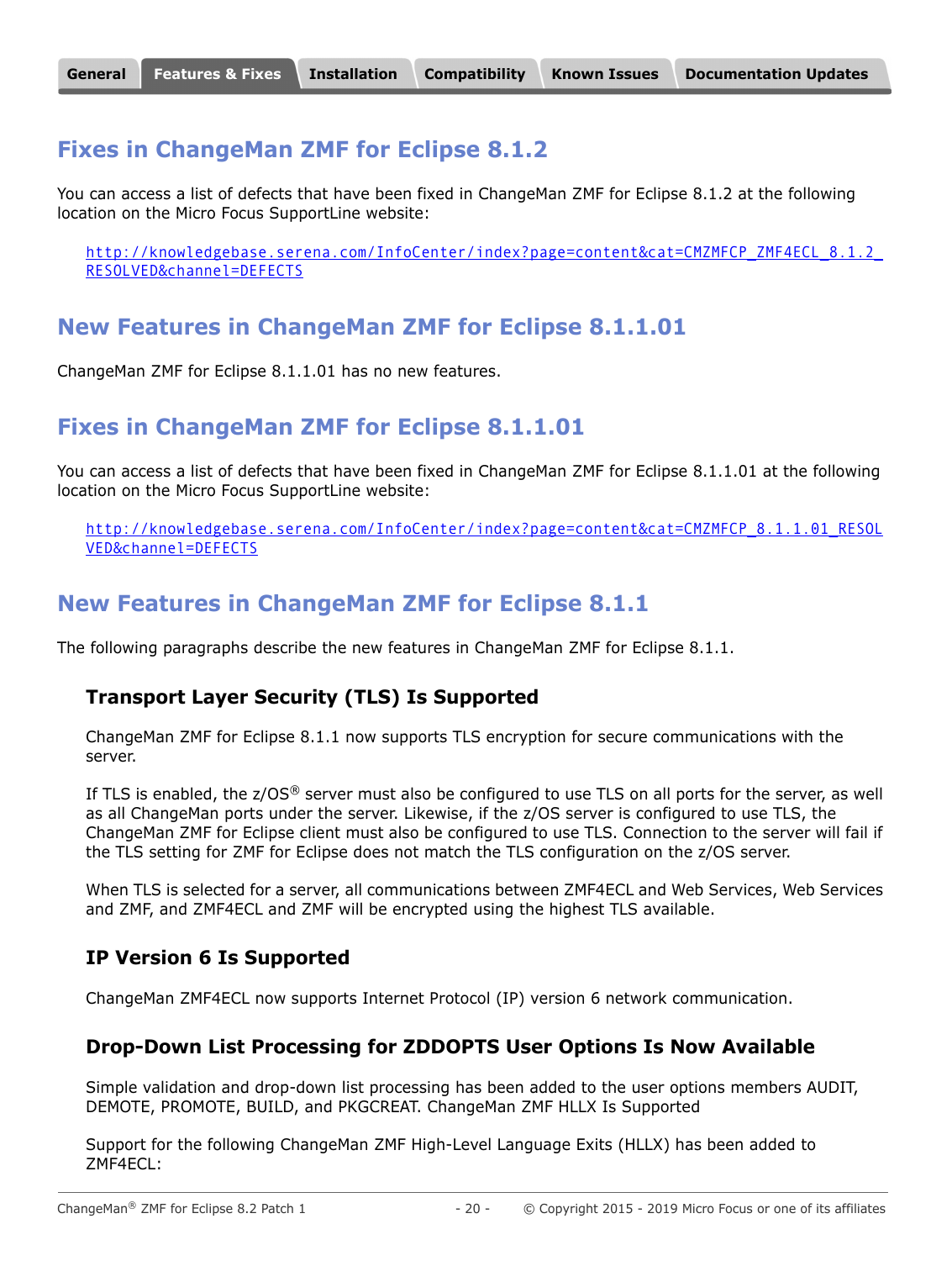## Fixes in ChangeMan ZMF for Eclipse 8.1.2

You can access a list of defects that have been fixed in ChangeMan ZMF for Eclipse 8.1.2 at the following location on the Micro Focus SupportLine website:

http://knowledgebase.serena.com/InfoCenter/index?page=content&cat=CMZMFCP_ZMF4ECL_8.1.2_RESOLVED&channel=DEFECTS

## New Features in ChangeMan ZMF for Eclipse 8.1.1.01

ChangeMan ZMF for Eclipse 8.1.1.01 has no new features.

## Fixes in ChangeMan ZMF for Eclipse 8.1.1.01

You can access a list of defects that have been fixed in ChangeMan ZMF for Eclipse 8.1.1.01 at the following location on the Micro Focus SupportLine website:

http://knowledgebase.serena.com/InfoCenter/index?page=content&cat=CMZMFCP_8.1.1.01_RESOLVED&channel=DEFECTS

## New Features in ChangeMan ZMF for Eclipse 8.1.1

The following paragraphs describe the new features in ChangeMan ZMF for Eclipse 8.1.1.

### Transport Layer Security (TLS) Is Supported

ChangeMan ZMF for Eclipse 8.1.1 now supports TLS encryption for secure communications with the server.

If TLS is enabled, the z/OS® server must also be configured to use TLS on all ports for the server, as well as all ChangeMan ports under the server. Likewise, if the z/OS server is configured to use TLS, the ChangeMan ZMF for Eclipse client must also be configured to use TLS. Connection to the server will fail if the TLS setting for ZMF for Eclipse does not match the TLS configuration on the z/OS server.

When TLS is selected for a server, all communications between ZMF4ECL and Web Services, Web Services and ZMF, and ZMF4ECL and ZMF will be encrypted using the highest TLS available.

### IP Version 6 Is Supported

ChangeMan ZMF4ECL now supports Internet Protocol (IP) version 6 network communication.

### Drop-Down List Processing for ZDDOPTS User Options Is Now Available

Simple validation and drop-down list processing has been added to the user options members AUDIT, DEMOTE, PROMOTE, BUILD, and PKGCREAT. ChangeMan ZMF HLLX Is Supported

Support for the following ChangeMan ZMF High-Level Language Exits (HLLX) has been added to ZMF4ECL: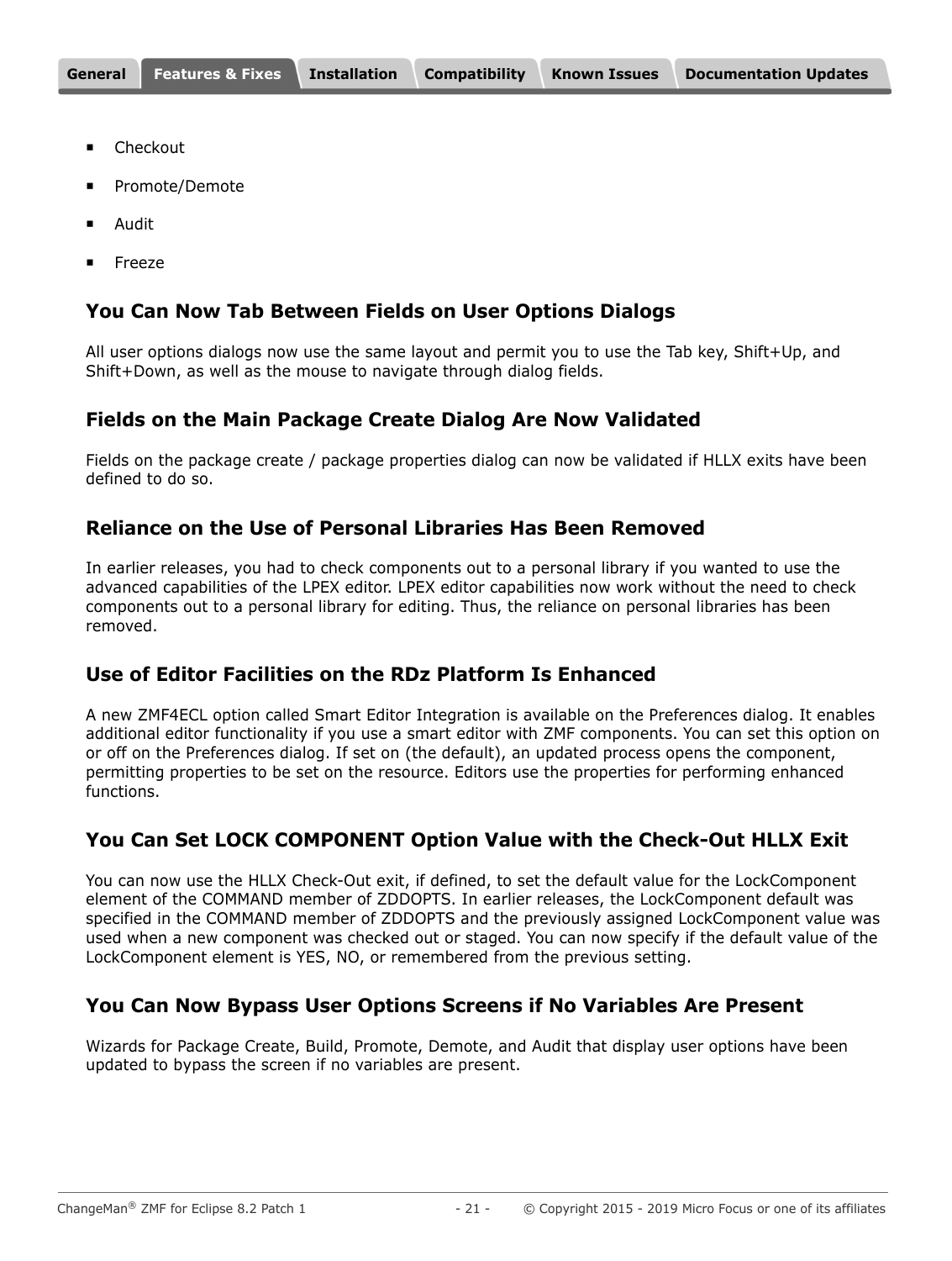- Checkout
- Promote/Demote
- Audit
- Freeze

### You Can Now Tab Between Fields on User Options Dialogs

All user options dialogs now use the same layout and permit you to use the Tab key, Shift+Up, and Shift+Down, as well as the mouse to navigate through dialog fields.

### Fields on the Main Package Create Dialog Are Now Validated

Fields on the package create / package properties dialog can now be validated if HLLX exits have been defined to do so.

### Reliance on the Use of Personal Libraries Has Been Removed

In earlier releases, you had to check components out to a personal library if you wanted to use the advanced capabilities of the LPEX editor. LPEX editor capabilities now work without the need to check components out to a personal library for editing. Thus, the reliance on personal libraries has been removed.

### Use of Editor Facilities on the RDz Platform Is Enhanced

A new ZMF4ECL option called Smart Editor Integration is available on the Preferences dialog. It enables additional editor functionality if you use a smart editor with ZMF components. You can set this option on or off on the Preferences dialog. If set on (the default), an updated process opens the component, permitting properties to be set on the resource. Editors use the properties for performing enhanced functions.

### You Can Set LOCK COMPONENT Option Value with the Check-Out HLLX Exit

You can now use the HLLX Check-Out exit, if defined, to set the default value for the LockComponent element of the COMMAND member of ZDDOPTS. In earlier releases, the LockComponent default was specified in the COMMAND member of ZDDOPTS and the previously assigned LockComponent value was used when a new component was checked out or staged. You can now specify if the default value of the LockComponent element is YES, NO, or remembered from the previous setting.

### You Can Now Bypass User Options Screens if No Variables Are Present

Wizards for Package Create, Build, Promote, Demote, and Audit that display user options have been updated to bypass the screen if no variables are present.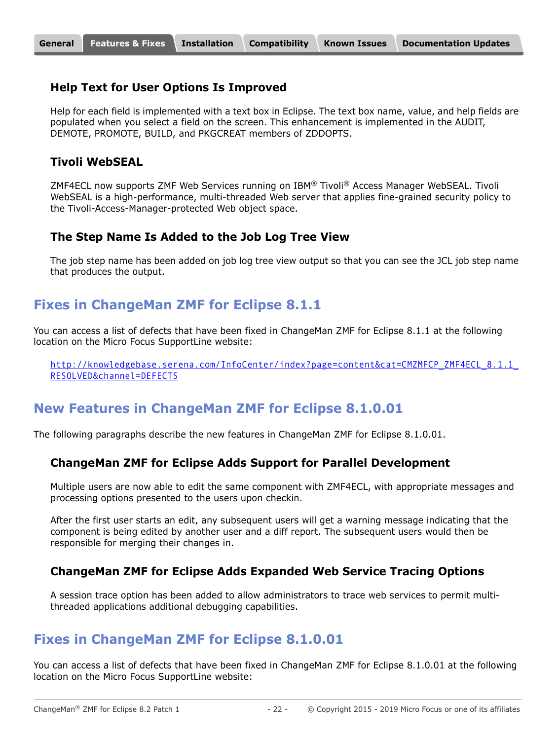### Help Text for User Options Is Improved

Help for each field is implemented with a text box in Eclipse. The text box name, value, and help fields are populated when you select a field on the screen. This enhancement is implemented in the AUDIT, DEMOTE, PROMOTE, BUILD, and PKGCREAT members of ZDDOPTS.

### Tivoli WebSEAL

ZMF4ECL now supports ZMF Web Services running on IBM® Tivoli® Access Manager WebSEAL. Tivoli WebSEAL is a high-performance, multi-threaded Web server that applies fine-grained security policy to the Tivoli-Access-Manager-protected Web object space.

### The Step Name Is Added to the Job Log Tree View

The job step name has been added on job log tree view output so that you can see the JCL job step name that produces the output.

## Fixes in ChangeMan ZMF for Eclipse 8.1.1

You can access a list of defects that have been fixed in ChangeMan ZMF for Eclipse 8.1.1 at the following location on the Micro Focus SupportLine website:

http://knowledgebase.serena.com/InfoCenter/index?page=content&cat=CMZMFCP_ZMF4ECL_8.1.1_RESOLVED&channel=DEFECTS

## New Features in ChangeMan ZMF for Eclipse 8.1.0.01

The following paragraphs describe the new features in ChangeMan ZMF for Eclipse 8.1.0.01.

### ChangeMan ZMF for Eclipse Adds Support for Parallel Development

Multiple users are now able to edit the same component with ZMF4ECL, with appropriate messages and processing options presented to the users upon checkin.

After the first user starts an edit, any subsequent users will get a warning message indicating that the component is being edited by another user and a diff report. The subsequent users would then be responsible for merging their changes in.

### ChangeMan ZMF for Eclipse Adds Expanded Web Service Tracing Options

A session trace option has been added to allow administrators to trace web services to permit multi-threaded applications additional debugging capabilities.

## Fixes in ChangeMan ZMF for Eclipse 8.1.0.01

You can access a list of defects that have been fixed in ChangeMan ZMF for Eclipse 8.1.0.01 at the following location on the Micro Focus SupportLine website: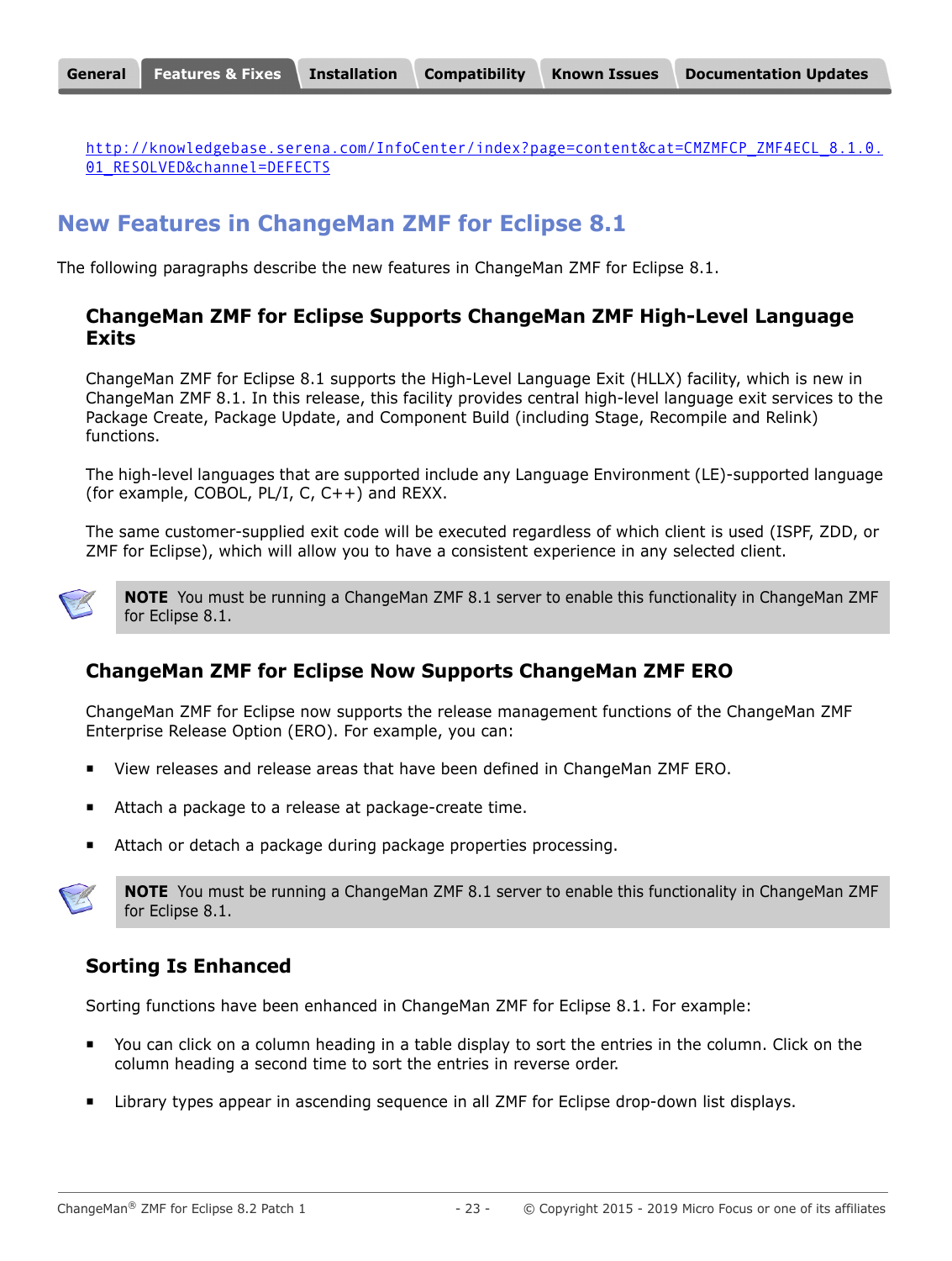http://knowledgebase.serena.com/InfoCenter/index?page=content&cat=CMZMFCP_ZMF4ECL_8.1.0.01_RESOLVED&channel=DEFECTS

## New Features in ChangeMan ZMF for Eclipse 8.1

The following paragraphs describe the new features in ChangeMan ZMF for Eclipse 8.1.

### ChangeMan ZMF for Eclipse Supports ChangeMan ZMF High-Level Language Exits

ChangeMan ZMF for Eclipse 8.1 supports the High-Level Language Exit (HLLX) facility, which is new in ChangeMan ZMF 8.1. In this release, this facility provides central high-level language exit services to the Package Create, Package Update, and Component Build (including Stage, Recompile and Relink) functions.

The high-level languages that are supported include any Language Environment (LE)-supported language (for example, COBOL, PL/I, C, C++) and REXX.

The same customer-supplied exit code will be executed regardless of which client is used (ISPF, ZDD, or ZMF for Eclipse), which will allow you to have a consistent experience in any selected client.

> **NOTE** You must be running a ChangeMan ZMF 8.1 server to enable this functionality in ChangeMan ZMF for Eclipse 8.1.

### ChangeMan ZMF for Eclipse Now Supports ChangeMan ZMF ERO

ChangeMan ZMF for Eclipse now supports the release management functions of the ChangeMan ZMF Enterprise Release Option (ERO). For example, you can:

- View releases and release areas that have been defined in ChangeMan ZMF ERO.
- Attach a package to a release at package-create time.
- Attach or detach a package during package properties processing.

> **NOTE** You must be running a ChangeMan ZMF 8.1 server to enable this functionality in ChangeMan ZMF for Eclipse 8.1.

### Sorting Is Enhanced

Sorting functions have been enhanced in ChangeMan ZMF for Eclipse 8.1. For example:

- You can click on a column heading in a table display to sort the entries in the column. Click on the column heading a second time to sort the entries in reverse order.
- Library types appear in ascending sequence in all ZMF for Eclipse drop-down list displays.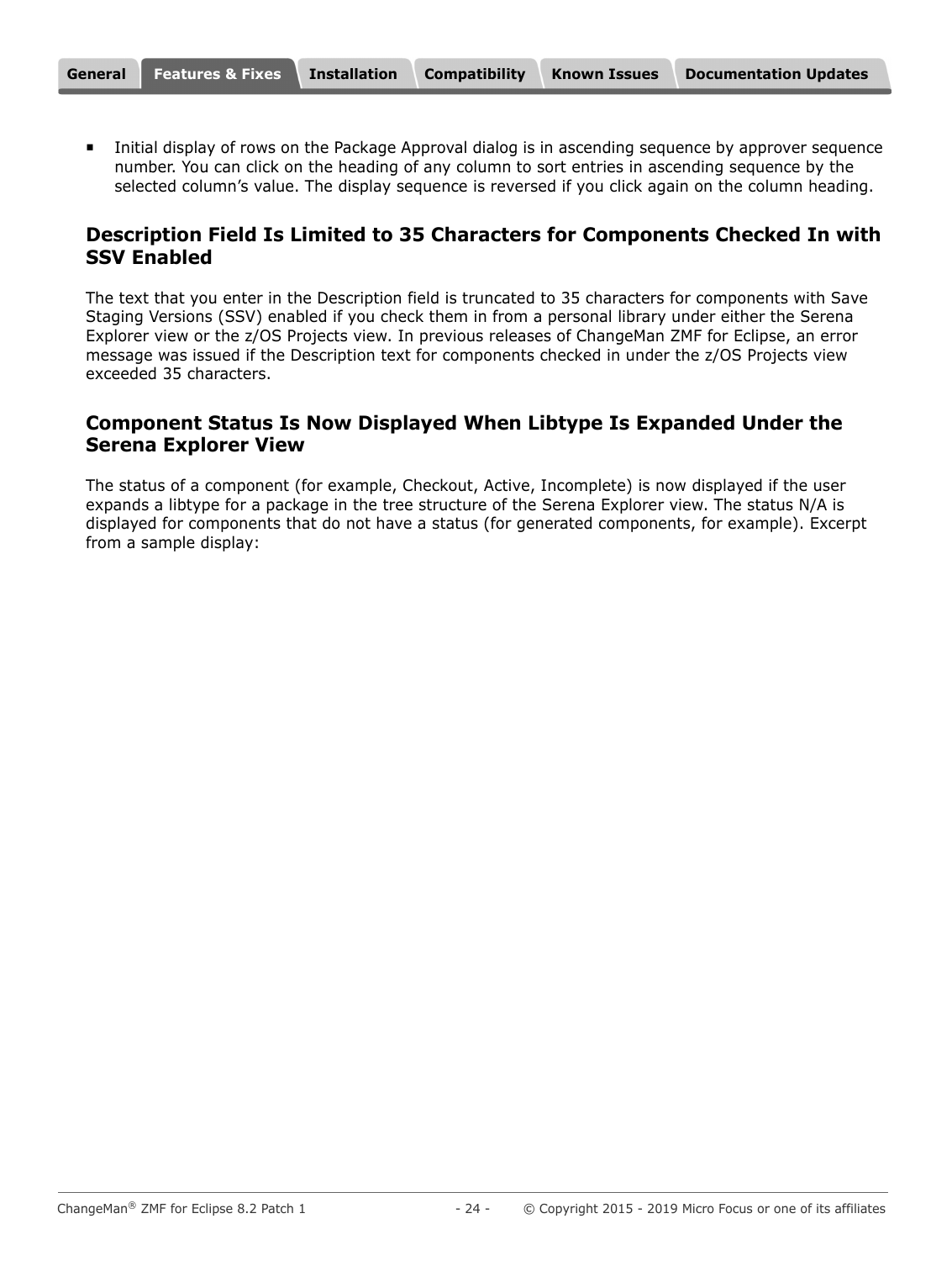- Initial display of rows on the Package Approval dialog is in ascending sequence by approver sequence number. You can click on the heading of any column to sort entries in ascending sequence by the selected column's value. The display sequence is reversed if you click again on the column heading.

## Description Field Is Limited to 35 Characters for Components Checked In with SSV Enabled

The text that you enter in the Description field is truncated to 35 characters for components with Save Staging Versions (SSV) enabled if you check them in from a personal library under either the Serena Explorer view or the z/OS Projects view. In previous releases of ChangeMan ZMF for Eclipse, an error message was issued if the Description text for components checked in under the z/OS Projects view exceeded 35 characters.

## Component Status Is Now Displayed When Libtype Is Expanded Under the Serena Explorer View

The status of a component (for example, Checkout, Active, Incomplete) is now displayed if the user expands a libtype for a package in the tree structure of the Serena Explorer view. The status N/A is displayed for components that do not have a status (for generated components, for example). Excerpt from a sample display: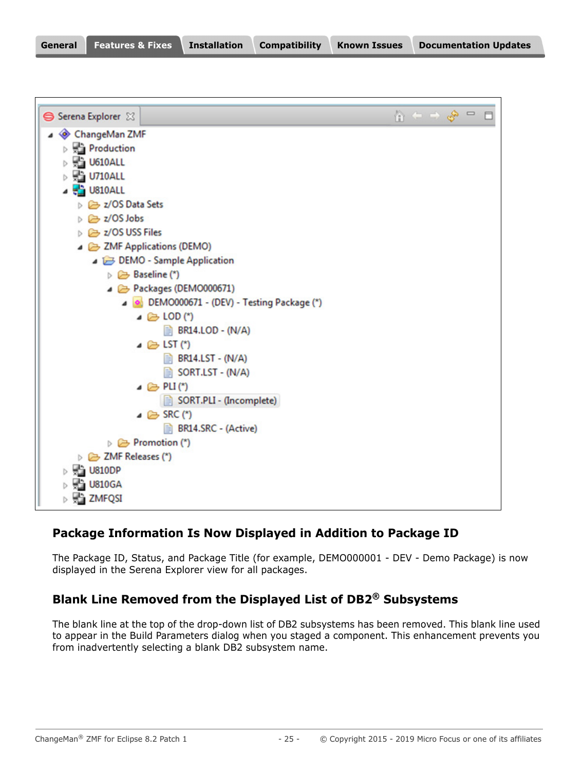## Package Information Is Now Displayed in Addition to Package ID

The Package ID, Status, and Package Title (for example, DEMO000001 - DEV - Demo Package) is now displayed in the Serena Explorer view for all packages.

## Blank Line Removed from the Displayed List of DB2® Subsystems

The blank line at the top of the drop-down list of DB2 subsystems has been removed. This blank line used to appear in the Build Parameters dialog when you staged a component. This enhancement prevents you from inadvertently selecting a blank DB2 subsystem name.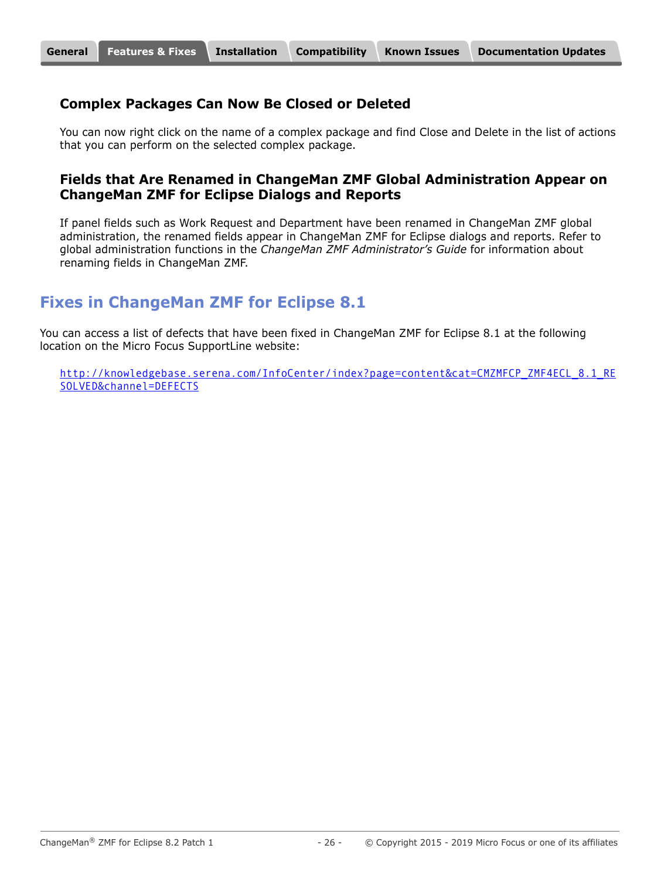### Complex Packages Can Now Be Closed or Deleted

You can now right click on the name of a complex package and find Close and Delete in the list of actions that you can perform on the selected complex package.

### Fields that Are Renamed in ChangeMan ZMF Global Administration Appear on ChangeMan ZMF for Eclipse Dialogs and Reports

If panel fields such as Work Request and Department have been renamed in ChangeMan ZMF global administration, the renamed fields appear in ChangeMan ZMF for Eclipse dialogs and reports. Refer to global administration functions in the *ChangeMan ZMF Administrator's Guide* for information about renaming fields in ChangeMan ZMF.

## Fixes in ChangeMan ZMF for Eclipse 8.1

You can access a list of defects that have been fixed in ChangeMan ZMF for Eclipse 8.1 at the following location on the Micro Focus SupportLine website:

http://knowledgebase.serena.com/InfoCenter/index?page=content&cat=CMZMFCP_ZMF4ECL_8.1_RESOLVED&channel=DEFECTS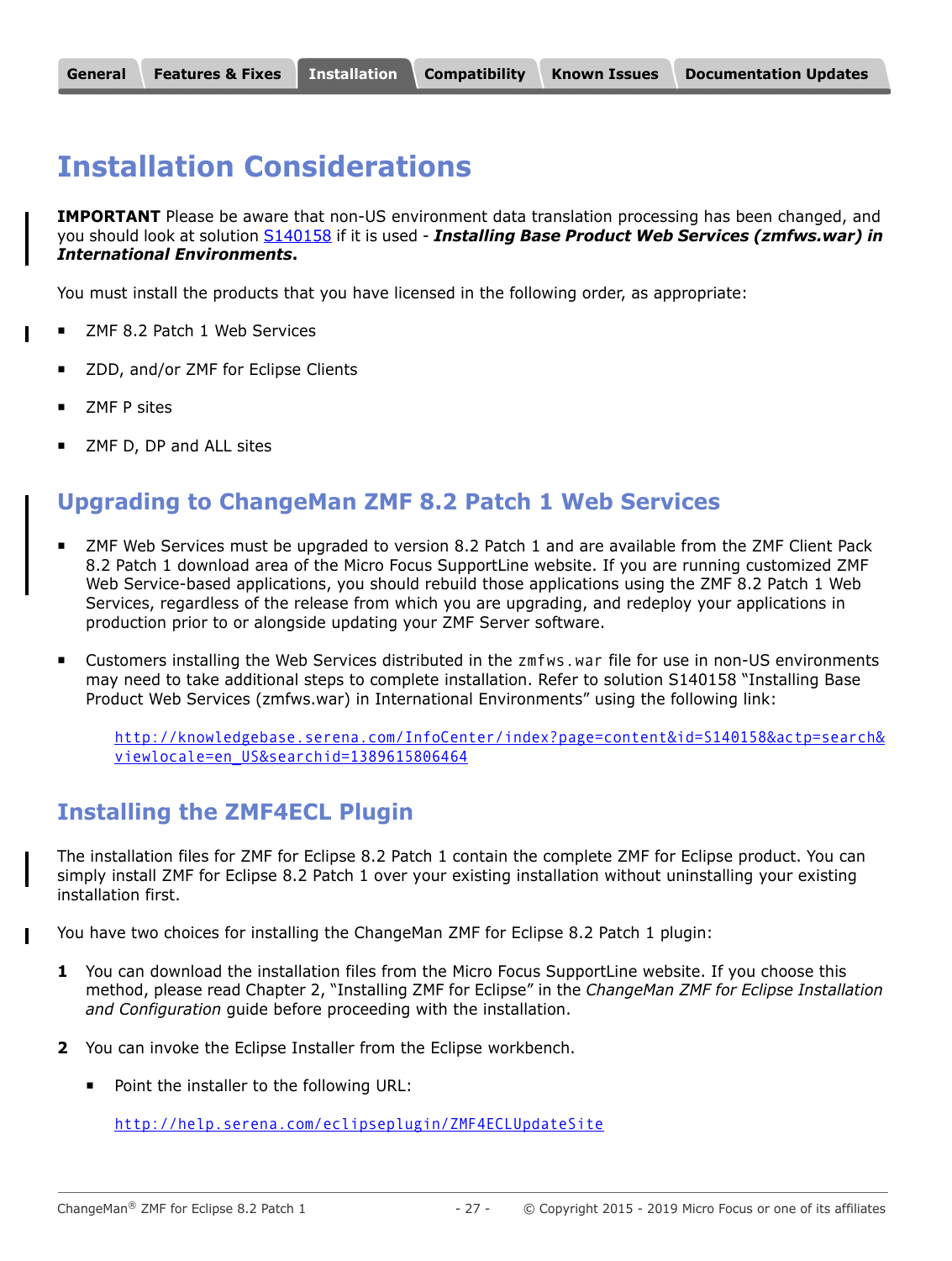General | Features & Fixes | Installation | Compatibility | Known Issues | Documentation Updates

# Installation Considerations

**IMPORTANT** Please be aware that non-US environment data translation processing has been changed, and you should look at solution S140158 if it is used - ***Installing Base Product Web Services (zmfws.war) in International Environments***.

You must install the products that you have licensed in the following order, as appropriate:

- ZMF 8.2 Patch 1 Web Services
- ZDD, and/or ZMF for Eclipse Clients
- ZMF P sites
- ZMF D, DP and ALL sites

## Upgrading to ChangeMan ZMF 8.2 Patch 1 Web Services

- ZMF Web Services must be upgraded to version 8.2 Patch 1 and are available from the ZMF Client Pack 8.2 Patch 1 download area of the Micro Focus SupportLine website. If you are running customized ZMF Web Service-based applications, you should rebuild those applications using the ZMF 8.2 Patch 1 Web Services, regardless of the release from which you are upgrading, and redeploy your applications in production prior to or alongside updating your ZMF Server software.
- Customers installing the Web Services distributed in the `zmfws.war` file for use in non-US environments may need to take additional steps to complete installation. Refer to solution S140158 "Installing Base Product Web Services (zmfws.war) in International Environments" using the following link:

  http://knowledgebase.serena.com/InfoCenter/index?page=content&id=S140158&actp=search&viewlocale=en_US&searchid=1389615806464

## Installing the ZMF4ECL Plugin

The installation files for ZMF for Eclipse 8.2 Patch 1 contain the complete ZMF for Eclipse product. You can simply install ZMF for Eclipse 8.2 Patch 1 over your existing installation without uninstalling your existing installation first.

You have two choices for installing the ChangeMan ZMF for Eclipse 8.2 Patch 1 plugin:

1. You can download the installation files from the Micro Focus SupportLine website. If you choose this method, please read Chapter 2, "Installing ZMF for Eclipse" in the *ChangeMan ZMF for Eclipse Installation and Configuration* guide before proceeding with the installation.
2. You can invoke the Eclipse Installer from the Eclipse workbench.
   - Point the installer to the following URL:

     http://help.serena.com/eclipseplugin/ZMF4ECLUpdateSite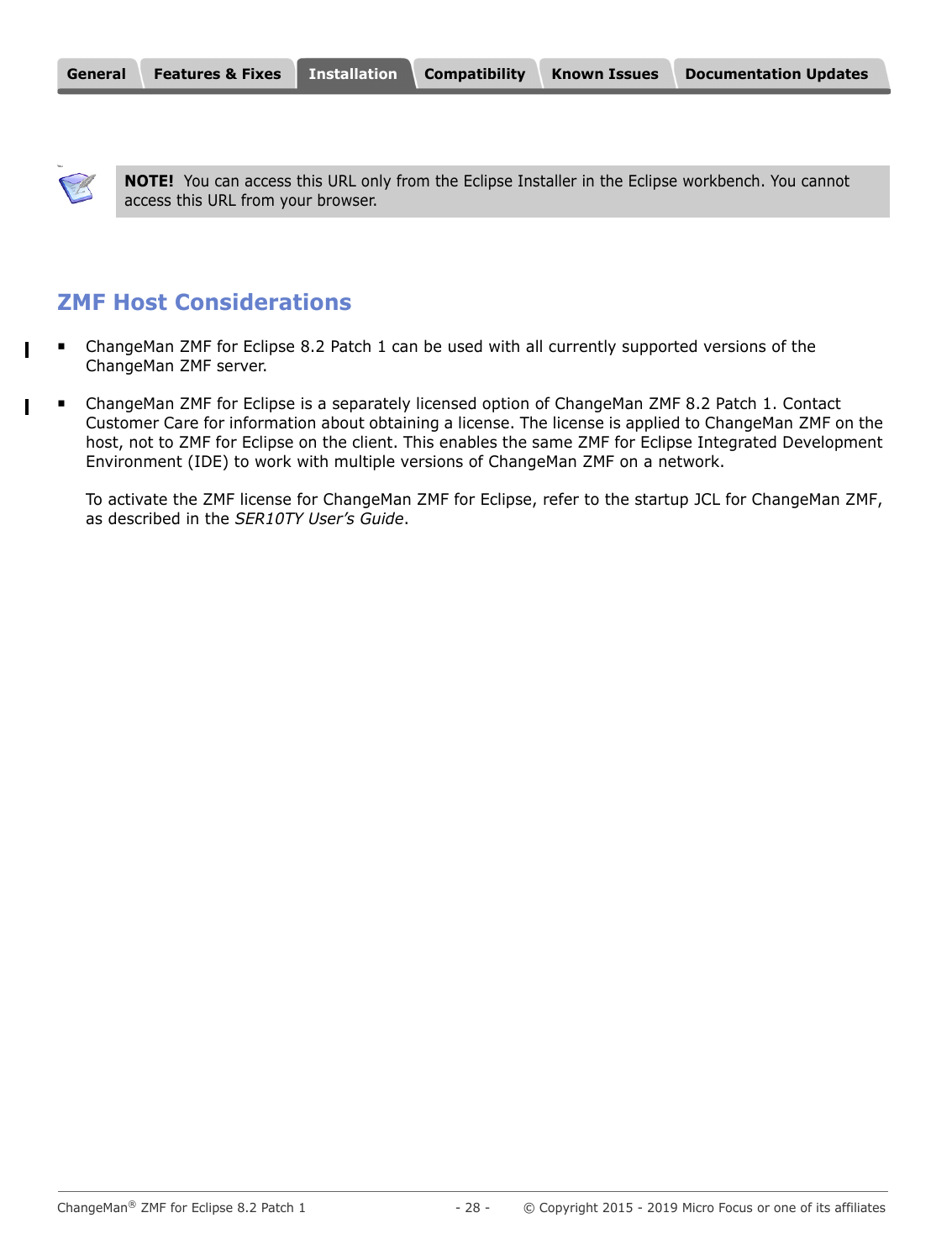**NOTE!** You can access this URL only from the Eclipse Installer in the Eclipse workbench. You cannot access this URL from your browser.

## ZMF Host Considerations

- ChangeMan ZMF for Eclipse 8.2 Patch 1 can be used with all currently supported versions of the ChangeMan ZMF server.
- ChangeMan ZMF for Eclipse is a separately licensed option of ChangeMan ZMF 8.2 Patch 1. Contact Customer Care for information about obtaining a license. The license is applied to ChangeMan ZMF on the host, not to ZMF for Eclipse on the client. This enables the same ZMF for Eclipse Integrated Development Environment (IDE) to work with multiple versions of ChangeMan ZMF on a network.

  To activate the ZMF license for ChangeMan ZMF for Eclipse, refer to the startup JCL for ChangeMan ZMF, as described in the *SER10TY User's Guide*.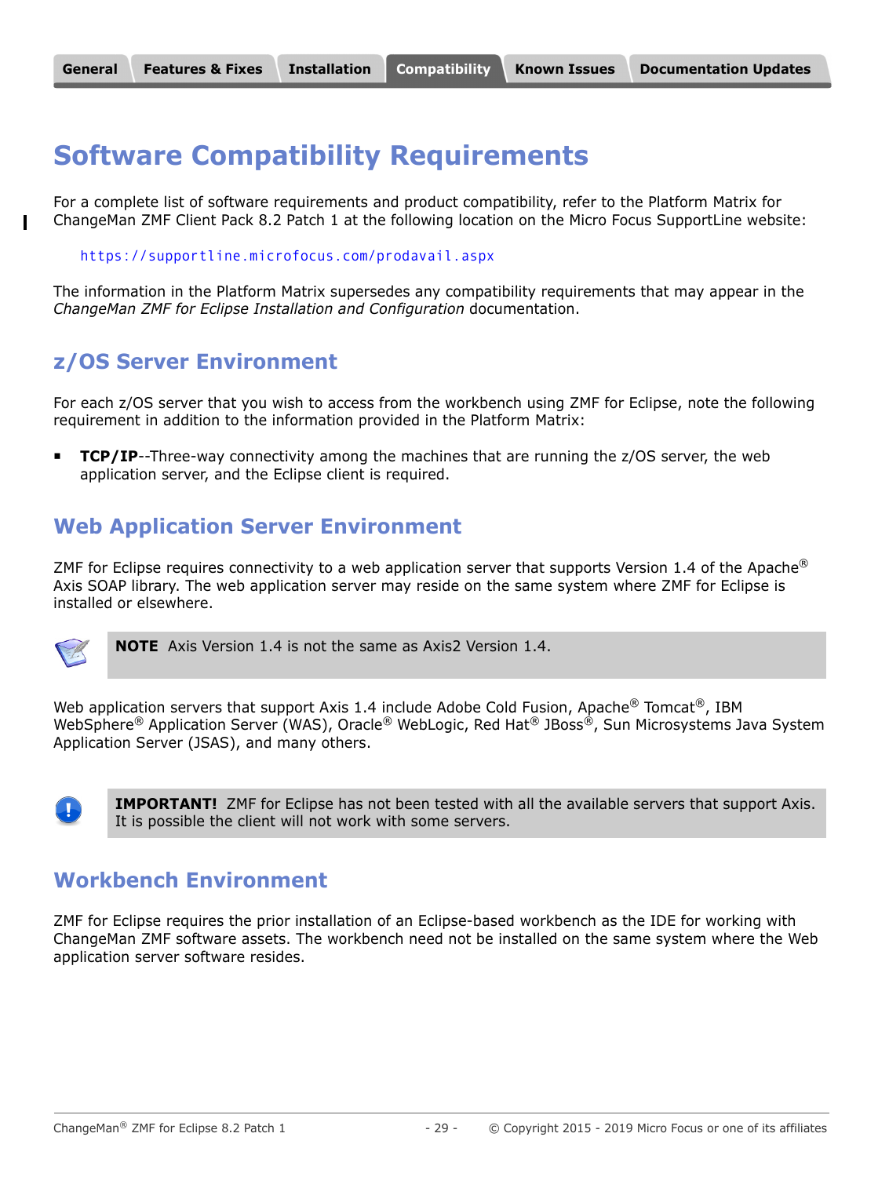# Software Compatibility Requirements

For a complete list of software requirements and product compatibility, refer to the Platform Matrix for ChangeMan ZMF Client Pack 8.2 Patch 1 at the following location on the Micro Focus SupportLine website:

https://supportline.microfocus.com/prodavail.aspx

The information in the Platform Matrix supersedes any compatibility requirements that may appear in the *ChangeMan ZMF for Eclipse Installation and Configuration* documentation.

## z/OS Server Environment

For each z/OS server that you wish to access from the workbench using ZMF for Eclipse, note the following requirement in addition to the information provided in the Platform Matrix:

- **TCP/IP**--Three-way connectivity among the machines that are running the z/OS server, the web application server, and the Eclipse client is required.

## Web Application Server Environment

ZMF for Eclipse requires connectivity to a web application server that supports Version 1.4 of the Apache® Axis SOAP library. The web application server may reside on the same system where ZMF for Eclipse is installed or elsewhere.

> **NOTE** Axis Version 1.4 is not the same as Axis2 Version 1.4.

Web application servers that support Axis 1.4 include Adobe Cold Fusion, Apache® Tomcat®, IBM WebSphere® Application Server (WAS), Oracle® WebLogic, Red Hat® JBoss®, Sun Microsystems Java System Application Server (JSAS), and many others.

> **IMPORTANT!** ZMF for Eclipse has not been tested with all the available servers that support Axis. It is possible the client will not work with some servers.

## Workbench Environment

ZMF for Eclipse requires the prior installation of an Eclipse-based workbench as the IDE for working with ChangeMan ZMF software assets. The workbench need not be installed on the same system where the Web application server software resides.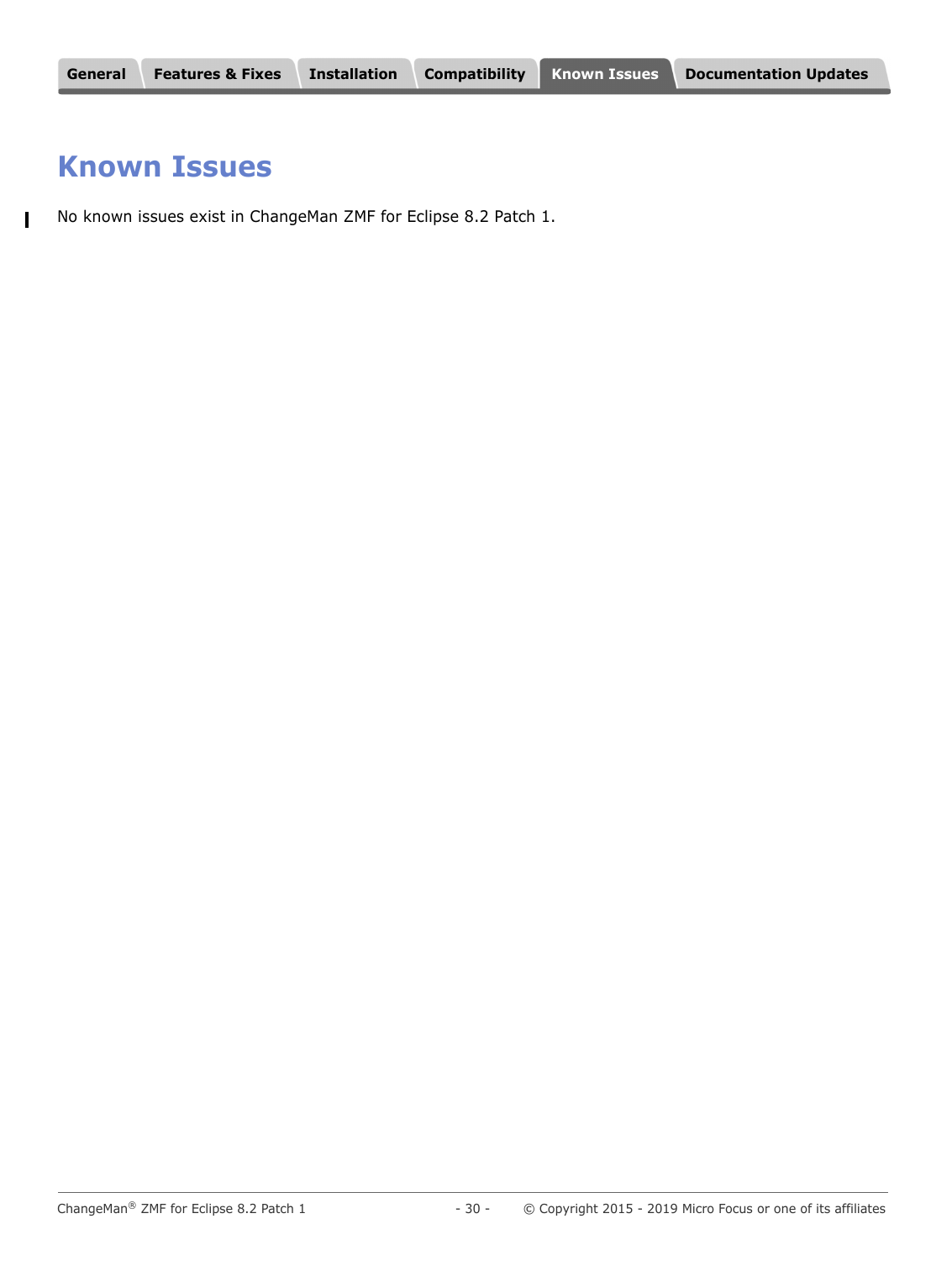# Known Issues

No known issues exist in ChangeMan ZMF for Eclipse 8.2 Patch 1.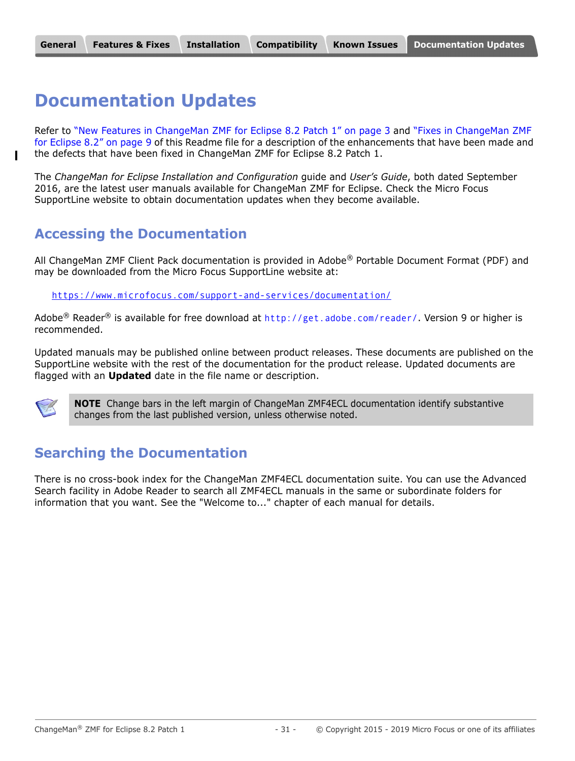# Documentation Updates

Refer to "New Features in ChangeMan ZMF for Eclipse 8.2 Patch 1" on page 3 and "Fixes in ChangeMan ZMF for Eclipse 8.2" on page 9 of this Readme file for a description of the enhancements that have been made and the defects that have been fixed in ChangeMan ZMF for Eclipse 8.2 Patch 1.

The *ChangeMan for Eclipse Installation and Configuration* guide and *User's Guide*, both dated September 2016, are the latest user manuals available for ChangeMan ZMF for Eclipse. Check the Micro Focus SupportLine website to obtain documentation updates when they become available.

## Accessing the Documentation

All ChangeMan ZMF Client Pack documentation is provided in Adobe® Portable Document Format (PDF) and may be downloaded from the Micro Focus SupportLine website at:

https://www.microfocus.com/support-and-services/documentation/

Adobe® Reader® is available for free download at http://get.adobe.com/reader/. Version 9 or higher is recommended.

Updated manuals may be published online between product releases. These documents are published on the SupportLine website with the rest of the documentation for the product release. Updated documents are flagged with an **Updated** date in the file name or description.

> **NOTE** Change bars in the left margin of ChangeMan ZMF4ECL documentation identify substantive changes from the last published version, unless otherwise noted.

## Searching the Documentation

There is no cross-book index for the ChangeMan ZMF4ECL documentation suite. You can use the Advanced Search facility in Adobe Reader to search all ZMF4ECL manuals in the same or subordinate folders for information that you want. See the "Welcome to..." chapter of each manual for details.